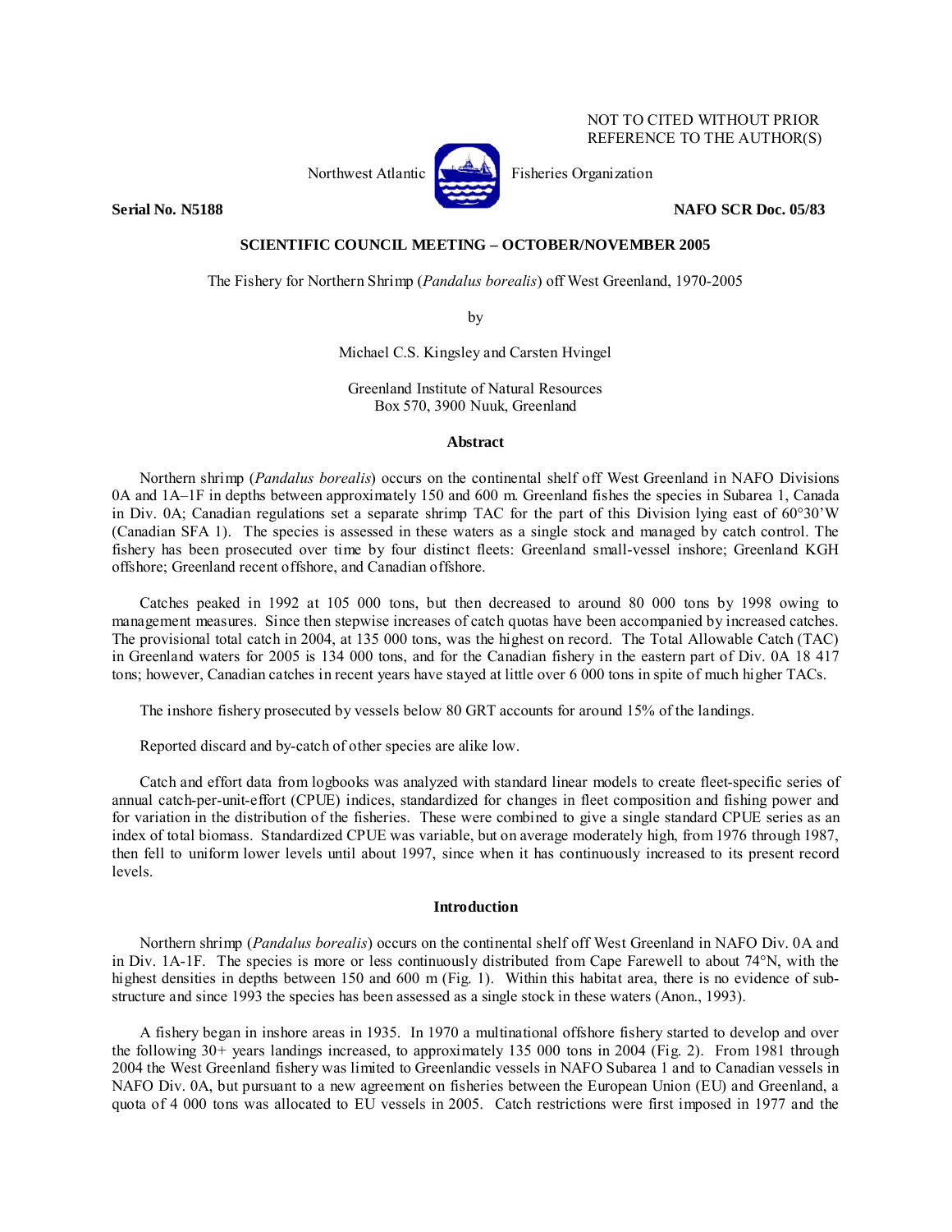NOT TO CITED WITHOUT PRIOR REFERENCE TO THE AUTHOR(S)

Northwest Atlantic Fisheries Organization

**Serial No. N5188** **NAFO SCR Doc. 05/83**

**SCIENTIFIC COUNCIL MEETING – OCTOBER/NOVEMBER 2005**

The Fishery for Northern Shrimp (*Pandalus borealis*) off West Greenland, 1970-2005

by

Michael C.S. Kingsley and Carsten Hvingel

Greenland Institute of Natural Resources
Box 570, 3900 Nuuk, Greenland

## Abstract

Northern shrimp (*Pandalus borealis*) occurs on the continental shelf off West Greenland in NAFO Divisions 0A and 1A–1F in depths between approximately 150 and 600 m. Greenland fishes the species in Subarea 1, Canada in Div. 0A; Canadian regulations set a separate shrimp TAC for the part of this Division lying east of 60°30'W (Canadian SFA 1). The species is assessed in these waters as a single stock and managed by catch control. The fishery has been prosecuted over time by four distinct fleets: Greenland small-vessel inshore; Greenland KGH offshore; Greenland recent offshore, and Canadian offshore.

Catches peaked in 1992 at 105 000 tons, but then decreased to around 80 000 tons by 1998 owing to management measures. Since then stepwise increases of catch quotas have been accompanied by increased catches. The provisional total catch in 2004, at 135 000 tons, was the highest on record. The Total Allowable Catch (TAC) in Greenland waters for 2005 is 134 000 tons, and for the Canadian fishery in the eastern part of Div. 0A 18 417 tons; however, Canadian catches in recent years have stayed at little over 6 000 tons in spite of much higher TACs.

The inshore fishery prosecuted by vessels below 80 GRT accounts for around 15% of the landings.

Reported discard and by-catch of other species are alike low.

Catch and effort data from logbooks was analyzed with standard linear models to create fleet-specific series of annual catch-per-unit-effort (CPUE) indices, standardized for changes in fleet composition and fishing power and for variation in the distribution of the fisheries. These were combined to give a single standard CPUE series as an index of total biomass. Standardized CPUE was variable, but on average moderately high, from 1976 through 1987, then fell to uniform lower levels until about 1997, since when it has continuously increased to its present record levels.

## Introduction

Northern shrimp (*Pandalus borealis*) occurs on the continental shelf off West Greenland in NAFO Div. 0A and in Div. 1A-1F. The species is more or less continuously distributed from Cape Farewell to about 74°N, with the highest densities in depths between 150 and 600 m (Fig. 1). Within this habitat area, there is no evidence of sub-structure and since 1993 the species has been assessed as a single stock in these waters (Anon., 1993).

A fishery began in inshore areas in 1935. In 1970 a multinational offshore fishery started to develop and over the following 30+ years landings increased, to approximately 135 000 tons in 2004 (Fig. 2). From 1981 through 2004 the West Greenland fishery was limited to Greenlandic vessels in NAFO Subarea 1 and to Canadian vessels in NAFO Div. 0A, but pursuant to a new agreement on fisheries between the European Union (EU) and Greenland, a quota of 4 000 tons was allocated to EU vessels in 2005. Catch restrictions were first imposed in 1977 and the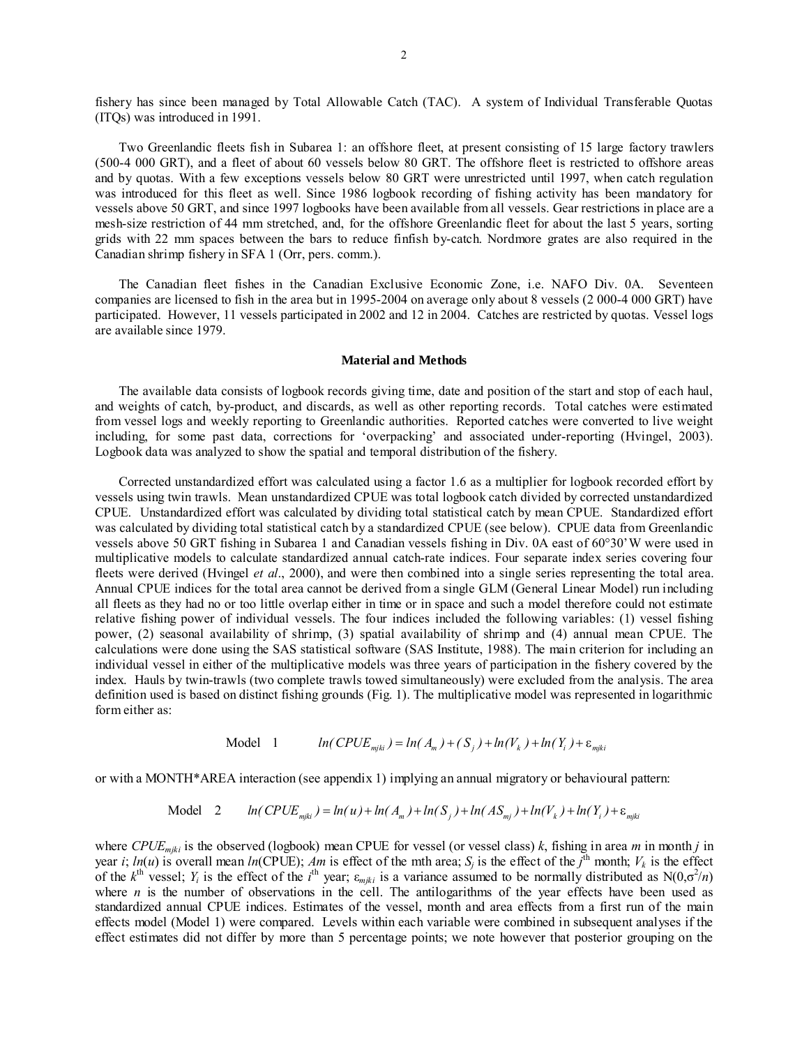fishery has since been managed by Total Allowable Catch (TAC). A system of Individual Transferable Quotas (ITQs) was introduced in 1991.

Two Greenlandic fleets fish in Subarea 1: an offshore fleet, at present consisting of 15 large factory trawlers (500-4 000 GRT), and a fleet of about 60 vessels below 80 GRT. The offshore fleet is restricted to offshore areas and by quotas. With a few exceptions vessels below 80 GRT were unrestricted until 1997, when catch regulation was introduced for this fleet as well. Since 1986 logbook recording of fishing activity has been mandatory for vessels above 50 GRT, and since 1997 logbooks have been available from all vessels. Gear restrictions in place are a mesh-size restriction of 44 mm stretched, and, for the offshore Greenlandic fleet for about the last 5 years, sorting grids with 22 mm spaces between the bars to reduce finfish by-catch. Nordmore grates are also required in the Canadian shrimp fishery in SFA 1 (Orr, pers. comm.).

The Canadian fleet fishes in the Canadian Exclusive Economic Zone, i.e. NAFO Div. 0A. Seventeen companies are licensed to fish in the area but in 1995-2004 on average only about 8 vessels (2 000-4 000 GRT) have participated. However, 11 vessels participated in 2002 and 12 in 2004. Catches are restricted by quotas. Vessel logs are available since 1979.

## Material and Methods

The available data consists of logbook records giving time, date and position of the start and stop of each haul, and weights of catch, by-product, and discards, as well as other reporting records. Total catches were estimated from vessel logs and weekly reporting to Greenlandic authorities. Reported catches were converted to live weight including, for some past data, corrections for 'overpacking' and associated under-reporting (Hvingel, 2003). Logbook data was analyzed to show the spatial and temporal distribution of the fishery.

Corrected unstandardized effort was calculated using a factor 1.6 as a multiplier for logbook recorded effort by vessels using twin trawls. Mean unstandardized CPUE was total logbook catch divided by corrected unstandardized CPUE. Unstandardized effort was calculated by dividing total statistical catch by mean CPUE. Standardized effort was calculated by dividing total statistical catch by a standardized CPUE (see below). CPUE data from Greenlandic vessels above 50 GRT fishing in Subarea 1 and Canadian vessels fishing in Div. 0A east of 60°30' W were used in multiplicative models to calculate standardized annual catch-rate indices. Four separate index series covering four fleets were derived (Hvingel *et al*., 2000), and were then combined into a single series representing the total area. Annual CPUE indices for the total area cannot be derived from a single GLM (General Linear Model) run including all fleets as they had no or too little overlap either in time or in space and such a model therefore could not estimate relative fishing power of individual vessels. The four indices included the following variables: (1) vessel fishing power, (2) seasonal availability of shrimp, (3) spatial availability of shrimp and (4) annual mean CPUE. The calculations were done using the SAS statistical software (SAS Institute, 1988). The main criterion for including an individual vessel in either of the multiplicative models was three years of participation in the fishery covered by the index. Hauls by twin-trawls (two complete trawls towed simultaneously) were excluded from the analysis. The area definition used is based on distinct fishing grounds (Fig. 1). The multiplicative model was represented in logarithmic form either as:

$$\text{Model 1} \qquad ln(CPUE_{mjki}) = ln(A_m) + (S_j) + ln(V_k) + ln(Y_i) + \varepsilon_{mjki}$$

or with a MONTH*AREA interaction (see appendix 1) implying an annual migratory or behavioural pattern:

$$\text{Model 2} \qquad ln(CPUE_{mjki}) = ln(u) + ln(A_m) + ln(S_j) + ln(AS_{mj}) + ln(V_k) + ln(Y_i) + \varepsilon_{mjki}$$

where $CPUE_{mjki}$ is the observed (logbook) mean CPUE for vessel (or vessel class) $k$, fishing in area $m$ in month $j$ in year $i$; $ln(u)$ is overall mean $ln$(CPUE); $Am$ is effect of the mth area; $S_j$ is the effect of the $j^{th}$ month; $V_k$ is the effect of the $k^{th}$ vessel; $Y_i$ is the effect of the $i^{th}$ year; $\varepsilon_{mjki}$ is a variance assumed to be normally distributed as $N(0,\sigma^2/n)$ where $n$ is the number of observations in the cell. The antilogarithms of the year effects have been used as standardized annual CPUE indices. Estimates of the vessel, month and area effects from a first run of the main effects model (Model 1) were compared. Levels within each variable were combined in subsequent analyses if the effect estimates did not differ by more than 5 percentage points; we note however that posterior grouping on the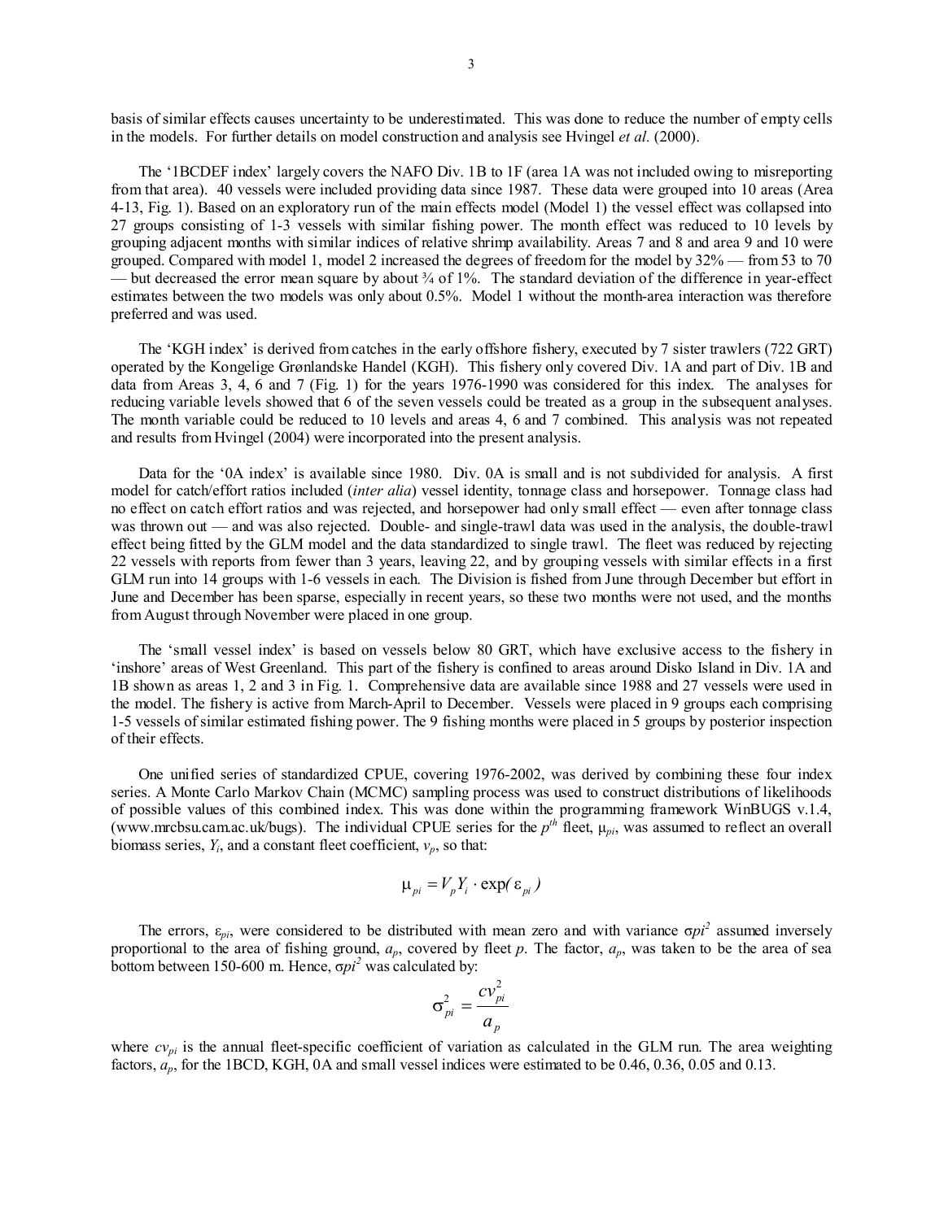basis of similar effects causes uncertainty to be underestimated. This was done to reduce the number of empty cells in the models. For further details on model construction and analysis see Hvingel *et al.* (2000).

The '1BCDEF index' largely covers the NAFO Div. 1B to 1F (area 1A was not included owing to misreporting from that area). 40 vessels were included providing data since 1987. These data were grouped into 10 areas (Area 4-13, Fig. 1). Based on an exploratory run of the main effects model (Model 1) the vessel effect was collapsed into 27 groups consisting of 1-3 vessels with similar fishing power. The month effect was reduced to 10 levels by grouping adjacent months with similar indices of relative shrimp availability. Areas 7 and 8 and area 9 and 10 were grouped. Compared with model 1, model 2 increased the degrees of freedom for the model by 32% — from 53 to 70 — but decreased the error mean square by about ¾ of 1%. The standard deviation of the difference in year-effect estimates between the two models was only about 0.5%. Model 1 without the month-area interaction was therefore preferred and was used.

The 'KGH index' is derived from catches in the early offshore fishery, executed by 7 sister trawlers (722 GRT) operated by the Kongelige Grønlandske Handel (KGH). This fishery only covered Div. 1A and part of Div. 1B and data from Areas 3, 4, 6 and 7 (Fig. 1) for the years 1976-1990 was considered for this index. The analyses for reducing variable levels showed that 6 of the seven vessels could be treated as a group in the subsequent analyses. The month variable could be reduced to 10 levels and areas 4, 6 and 7 combined. This analysis was not repeated and results from Hvingel (2004) were incorporated into the present analysis.

Data for the '0A index' is available since 1980. Div. 0A is small and is not subdivided for analysis. A first model for catch/effort ratios included (*inter alia*) vessel identity, tonnage class and horsepower. Tonnage class had no effect on catch effort ratios and was rejected, and horsepower had only small effect — even after tonnage class was thrown out — and was also rejected. Double- and single-trawl data was used in the analysis, the double-trawl effect being fitted by the GLM model and the data standardized to single trawl. The fleet was reduced by rejecting 22 vessels with reports from fewer than 3 years, leaving 22, and by grouping vessels with similar effects in a first GLM run into 14 groups with 1-6 vessels in each. The Division is fished from June through December but effort in June and December has been sparse, especially in recent years, so these two months were not used, and the months from August through November were placed in one group.

The 'small vessel index' is based on vessels below 80 GRT, which have exclusive access to the fishery in 'inshore' areas of West Greenland. This part of the fishery is confined to areas around Disko Island in Div. 1A and 1B shown as areas 1, 2 and 3 in Fig. 1. Comprehensive data are available since 1988 and 27 vessels were used in the model. The fishery is active from March-April to December. Vessels were placed in 9 groups each comprising 1-5 vessels of similar estimated fishing power. The 9 fishing months were placed in 5 groups by posterior inspection of their effects.

One unified series of standardized CPUE, covering 1976-2002, was derived by combining these four index series. A Monte Carlo Markov Chain (MCMC) sampling process was used to construct distributions of likelihoods of possible values of this combined index. This was done within the programming framework WinBUGS v.1.4, (www.mrcbsu.cam.ac.uk/bugs). The individual CPUE series for the $p^{th}$ fleet, $\mu_{pi}$, was assumed to reflect an overall biomass series, $Y_i$, and a constant fleet coefficient, $v_p$, so that:

$$\mu_{pi} = V_p Y_i \cdot \exp(\varepsilon_{pi})$$

The errors, $\varepsilon_{pi}$, were considered to be distributed with mean zero and with variance $\sigma pi^2$ assumed inversely proportional to the area of fishing ground, $a_p$, covered by fleet $p$. The factor, $a_p$, was taken to be the area of sea bottom between 150-600 m. Hence, $\sigma pi^2$ was calculated by:

$$\sigma_{pi}^2 = \frac{cv_{pi}^2}{a_p}$$

where $cv_{pi}$ is the annual fleet-specific coefficient of variation as calculated in the GLM run. The area weighting factors, $a_p$, for the 1BCD, KGH, 0A and small vessel indices were estimated to be 0.46, 0.36, 0.05 and 0.13.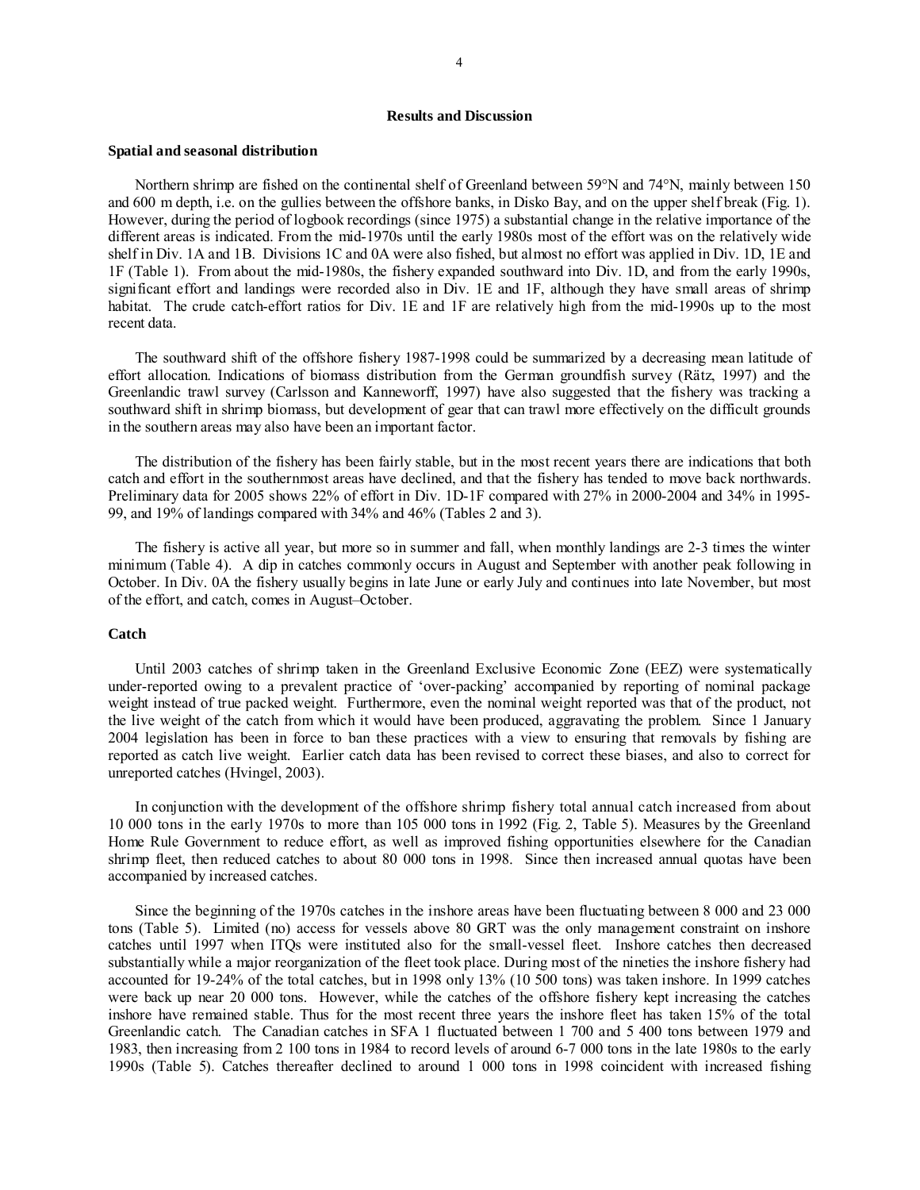## Results and Discussion

### Spatial and seasonal distribution

Northern shrimp are fished on the continental shelf of Greenland between 59°N and 74°N, mainly between 150 and 600 m depth, i.e. on the gullies between the offshore banks, in Disko Bay, and on the upper shelf break (Fig. 1). However, during the period of logbook recordings (since 1975) a substantial change in the relative importance of the different areas is indicated. From the mid-1970s until the early 1980s most of the effort was on the relatively wide shelf in Div. 1A and 1B. Divisions 1C and 0A were also fished, but almost no effort was applied in Div. 1D, 1E and 1F (Table 1). From about the mid-1980s, the fishery expanded southward into Div. 1D, and from the early 1990s, significant effort and landings were recorded also in Div. 1E and 1F, although they have small areas of shrimp habitat. The crude catch-effort ratios for Div. 1E and 1F are relatively high from the mid-1990s up to the most recent data.

The southward shift of the offshore fishery 1987-1998 could be summarized by a decreasing mean latitude of effort allocation. Indications of biomass distribution from the German groundfish survey (Rätz, 1997) and the Greenlandic trawl survey (Carlsson and Kanneworff, 1997) have also suggested that the fishery was tracking a southward shift in shrimp biomass, but development of gear that can trawl more effectively on the difficult grounds in the southern areas may also have been an important factor.

The distribution of the fishery has been fairly stable, but in the most recent years there are indications that both catch and effort in the southernmost areas have declined, and that the fishery has tended to move back northwards. Preliminary data for 2005 shows 22% of effort in Div. 1D-1F compared with 27% in 2000-2004 and 34% in 1995-99, and 19% of landings compared with 34% and 46% (Tables 2 and 3).

The fishery is active all year, but more so in summer and fall, when monthly landings are 2-3 times the winter minimum (Table 4). A dip in catches commonly occurs in August and September with another peak following in October. In Div. 0A the fishery usually begins in late June or early July and continues into late November, but most of the effort, and catch, comes in August–October.

### Catch

Until 2003 catches of shrimp taken in the Greenland Exclusive Economic Zone (EEZ) were systematically under-reported owing to a prevalent practice of 'over-packing' accompanied by reporting of nominal package weight instead of true packed weight. Furthermore, even the nominal weight reported was that of the product, not the live weight of the catch from which it would have been produced, aggravating the problem. Since 1 January 2004 legislation has been in force to ban these practices with a view to ensuring that removals by fishing are reported as catch live weight. Earlier catch data has been revised to correct these biases, and also to correct for unreported catches (Hvingel, 2003).

In conjunction with the development of the offshore shrimp fishery total annual catch increased from about 10 000 tons in the early 1970s to more than 105 000 tons in 1992 (Fig. 2, Table 5). Measures by the Greenland Home Rule Government to reduce effort, as well as improved fishing opportunities elsewhere for the Canadian shrimp fleet, then reduced catches to about 80 000 tons in 1998. Since then increased annual quotas have been accompanied by increased catches.

Since the beginning of the 1970s catches in the inshore areas have been fluctuating between 8 000 and 23 000 tons (Table 5). Limited (no) access for vessels above 80 GRT was the only management constraint on inshore catches until 1997 when ITQs were instituted also for the small-vessel fleet. Inshore catches then decreased substantially while a major reorganization of the fleet took place. During most of the nineties the inshore fishery had accounted for 19-24% of the total catches, but in 1998 only 13% (10 500 tons) was taken inshore. In 1999 catches were back up near 20 000 tons. However, while the catches of the offshore fishery kept increasing the catches inshore have remained stable. Thus for the most recent three years the inshore fleet has taken 15% of the total Greenlandic catch. The Canadian catches in SFA 1 fluctuated between 1 700 and 5 400 tons between 1979 and 1983, then increasing from 2 100 tons in 1984 to record levels of around 6-7 000 tons in the late 1980s to the early 1990s (Table 5). Catches thereafter declined to around 1 000 tons in 1998 coincident with increased fishing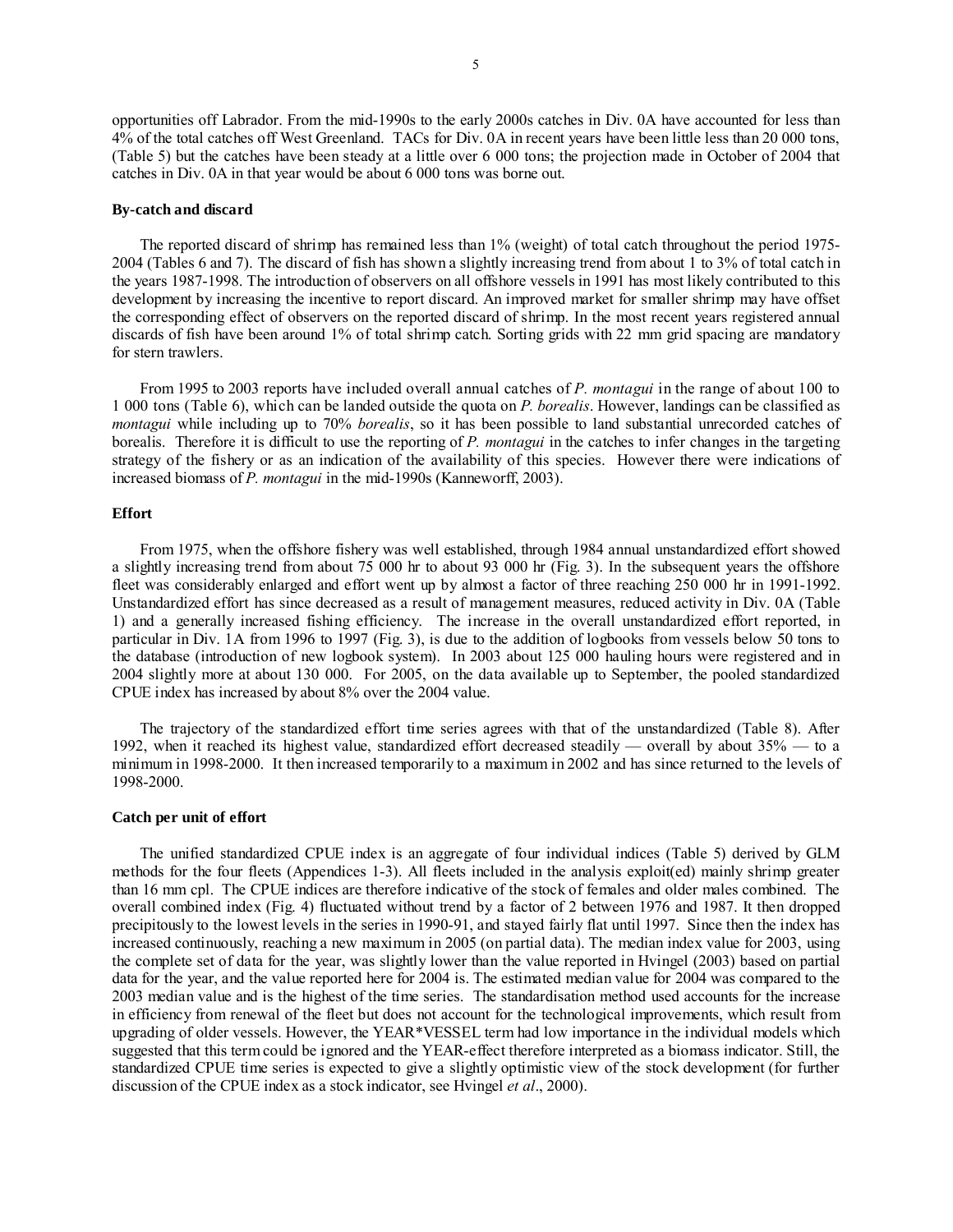opportunities off Labrador. From the mid-1990s to the early 2000s catches in Div. 0A have accounted for less than 4% of the total catches off West Greenland. TACs for Div. 0A in recent years have been little less than 20 000 tons, (Table 5) but the catches have been steady at a little over 6 000 tons; the projection made in October of 2004 that catches in Div. 0A in that year would be about 6 000 tons was borne out.

### By-catch and discard

The reported discard of shrimp has remained less than 1% (weight) of total catch throughout the period 1975-2004 (Tables 6 and 7). The discard of fish has shown a slightly increasing trend from about 1 to 3% of total catch in the years 1987-1998. The introduction of observers on all offshore vessels in 1991 has most likely contributed to this development by increasing the incentive to report discard. An improved market for smaller shrimp may have offset the corresponding effect of observers on the reported discard of shrimp. In the most recent years registered annual discards of fish have been around 1% of total shrimp catch. Sorting grids with 22 mm grid spacing are mandatory for stern trawlers.

From 1995 to 2003 reports have included overall annual catches of *P. montagui* in the range of about 100 to 1 000 tons (Table 6), which can be landed outside the quota on *P. borealis*. However, landings can be classified as *montagui* while including up to 70% *borealis*, so it has been possible to land substantial unrecorded catches of borealis. Therefore it is difficult to use the reporting of *P. montagui* in the catches to infer changes in the targeting strategy of the fishery or as an indication of the availability of this species. However there were indications of increased biomass of *P. montagui* in the mid-1990s (Kanneworff, 2003).

### Effort

From 1975, when the offshore fishery was well established, through 1984 annual unstandardized effort showed a slightly increasing trend from about 75 000 hr to about 93 000 hr (Fig. 3). In the subsequent years the offshore fleet was considerably enlarged and effort went up by almost a factor of three reaching 250 000 hr in 1991-1992. Unstandardized effort has since decreased as a result of management measures, reduced activity in Div. 0A (Table 1) and a generally increased fishing efficiency. The increase in the overall unstandardized effort reported, in particular in Div. 1A from 1996 to 1997 (Fig. 3), is due to the addition of logbooks from vessels below 50 tons to the database (introduction of new logbook system). In 2003 about 125 000 hauling hours were registered and in 2004 slightly more at about 130 000. For 2005, on the data available up to September, the pooled standardized CPUE index has increased by about 8% over the 2004 value.

The trajectory of the standardized effort time series agrees with that of the unstandardized (Table 8). After 1992, when it reached its highest value, standardized effort decreased steadily — overall by about 35% — to a minimum in 1998-2000. It then increased temporarily to a maximum in 2002 and has since returned to the levels of 1998-2000.

### Catch per unit of effort

The unified standardized CPUE index is an aggregate of four individual indices (Table 5) derived by GLM methods for the four fleets (Appendices 1-3). All fleets included in the analysis exploit(ed) mainly shrimp greater than 16 mm cpl. The CPUE indices are therefore indicative of the stock of females and older males combined. The overall combined index (Fig. 4) fluctuated without trend by a factor of 2 between 1976 and 1987. It then dropped precipitously to the lowest levels in the series in 1990-91, and stayed fairly flat until 1997. Since then the index has increased continuously, reaching a new maximum in 2005 (on partial data). The median index value for 2003, using the complete set of data for the year, was slightly lower than the value reported in Hvingel (2003) based on partial data for the year, and the value reported here for 2004 is. The estimated median value for 2004 was compared to the 2003 median value and is the highest of the time series. The standardisation method used accounts for the increase in efficiency from renewal of the fleet but does not account for the technological improvements, which result from upgrading of older vessels. However, the YEAR*VESSEL term had low importance in the individual models which suggested that this term could be ignored and the YEAR-effect therefore interpreted as a biomass indicator. Still, the standardized CPUE time series is expected to give a slightly optimistic view of the stock development (for further discussion of the CPUE index as a stock indicator, see Hvingel *et al*., 2000).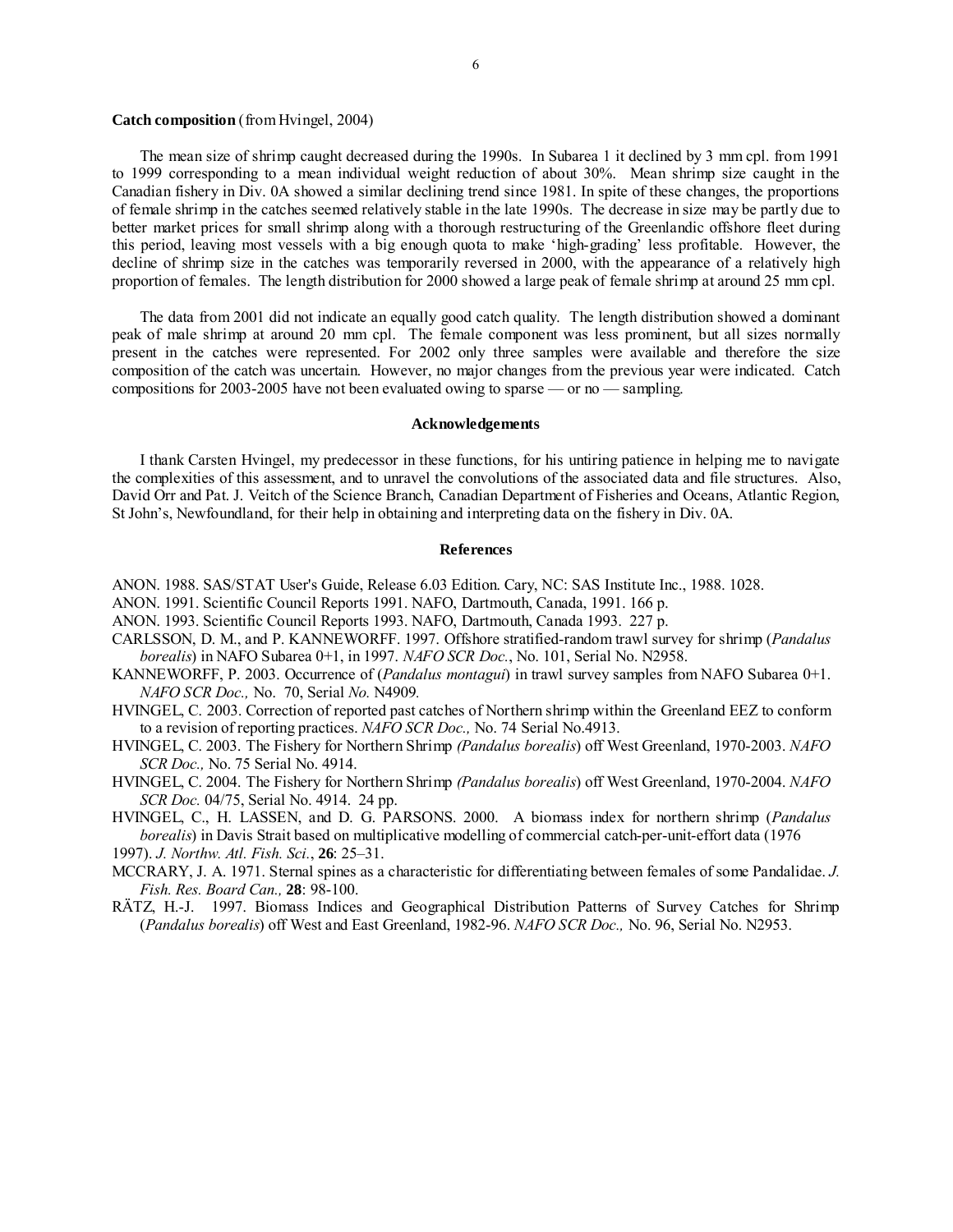**Catch composition** (from Hvingel, 2004)

The mean size of shrimp caught decreased during the 1990s. In Subarea 1 it declined by 3 mm cpl. from 1991 to 1999 corresponding to a mean individual weight reduction of about 30%. Mean shrimp size caught in the Canadian fishery in Div. 0A showed a similar declining trend since 1981. In spite of these changes, the proportions of female shrimp in the catches seemed relatively stable in the late 1990s. The decrease in size may be partly due to better market prices for small shrimp along with a thorough restructuring of the Greenlandic offshore fleet during this period, leaving most vessels with a big enough quota to make 'high-grading' less profitable. However, the decline of shrimp size in the catches was temporarily reversed in 2000, with the appearance of a relatively high proportion of females. The length distribution for 2000 showed a large peak of female shrimp at around 25 mm cpl.

The data from 2001 did not indicate an equally good catch quality. The length distribution showed a dominant peak of male shrimp at around 20 mm cpl. The female component was less prominent, but all sizes normally present in the catches were represented. For 2002 only three samples were available and therefore the size composition of the catch was uncertain. However, no major changes from the previous year were indicated. Catch compositions for 2003-2005 have not been evaluated owing to sparse — or no — sampling.

## Acknowledgements

I thank Carsten Hvingel, my predecessor in these functions, for his untiring patience in helping me to navigate the complexities of this assessment, and to unravel the convolutions of the associated data and file structures. Also, David Orr and Pat. J. Veitch of the Science Branch, Canadian Department of Fisheries and Oceans, Atlantic Region, St John's, Newfoundland, for their help in obtaining and interpreting data on the fishery in Div. 0A.

## References

ANON. 1988. SAS/STAT User's Guide, Release 6.03 Edition. Cary, NC: SAS Institute Inc., 1988. 1028.

ANON. 1991. Scientific Council Reports 1991. NAFO, Dartmouth, Canada, 1991. 166 p.

ANON. 1993. Scientific Council Reports 1993. NAFO, Dartmouth, Canada 1993. 227 p.

CARLSSON, D. M., and P. KANNEWORFF. 1997. Offshore stratified-random trawl survey for shrimp (*Pandalus borealis*) in NAFO Subarea 0+1, in 1997. *NAFO SCR Doc.*, No. 101, Serial No. N2958.

KANNEWORFF, P. 2003. Occurrence of (*Pandalus montagui*) in trawl survey samples from NAFO Subarea 0+1. *NAFO SCR Doc.,* No. 70, Serial *No.* N4909.

HVINGEL, C. 2003. Correction of reported past catches of Northern shrimp within the Greenland EEZ to conform to a revision of reporting practices. *NAFO SCR Doc.,* No. 74 Serial No.4913.

HVINGEL, C. 2003. The Fishery for Northern Shrimp *(Pandalus borealis*) off West Greenland, 1970-2003. *NAFO SCR Doc.,* No. 75 Serial No. 4914.

HVINGEL, C. 2004. The Fishery for Northern Shrimp *(Pandalus borealis*) off West Greenland, 1970-2004. *NAFO SCR Doc.* 04/75, Serial No. 4914. 24 pp.

HVINGEL, C., H. LASSEN, and D. G. PARSONS. 2000. A biomass index for northern shrimp (*Pandalus borealis*) in Davis Strait based on multiplicative modelling of commercial catch-per-unit-effort data (1976 1997). *J. Northw. Atl. Fish. Sci.*, **26**: 25–31.

MCCRARY, J. A. 1971. Sternal spines as a characteristic for differentiating between females of some Pandalidae. *J. Fish. Res. Board Can.,* **28**: 98-100.

RÄTZ, H.-J. 1997. Biomass Indices and Geographical Distribution Patterns of Survey Catches for Shrimp (*Pandalus borealis*) off West and East Greenland, 1982-96. *NAFO SCR Doc.,* No. 96, Serial No. N2953.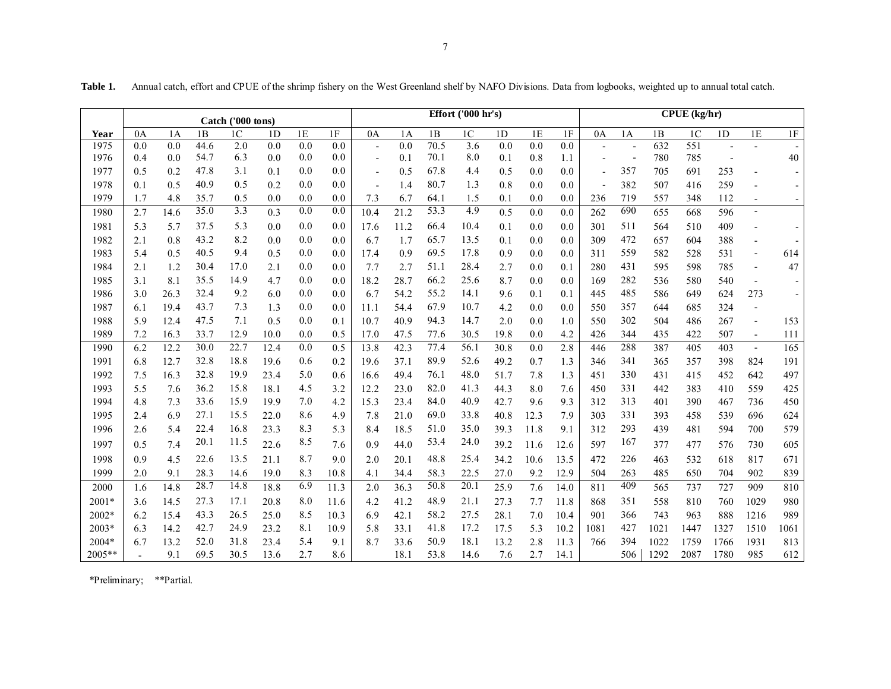**Table 1.** Annual catch, effort and CPUE of the shrimp fishery on the West Greenland shelf by NAFO Divisions. Data from logbooks, weighted up to annual total catch.

| | Catch ('000 tons) | | | | | | | Effort ('000 hr's) | | | | | | | CPUE (kg/hr) | | | | | | |
|---|---|---|---|---|---|---|---|---|---|---|---|---|---|---|---|---|---|---|---|---|---|
| Year | 0A | 1A | 1B | 1C | 1D | 1E | 1F | 0A | 1A | 1B | 1C | 1D | 1E | 1F | 0A | 1A | 1B | 1C | 1D | 1E | 1F |
| 1975 | 0.0 | 0.0 | 44.6 | 2.0 | 0.0 | 0.0 | 0.0 | - | 0.0 | 70.5 | 3.6 | 0.0 | 0.0 | 0.0 | - | - | 632 | 551 | - | - | - |
| 1976 | 0.4 | 0.0 | 54.7 | 6.3 | 0.0 | 0.0 | 0.0 | - | 0.1 | 70.1 | 8.0 | 0.1 | 0.8 | 1.1 | - | - | 780 | 785 | - | | 40 |
| 1977 | 0.5 | 0.2 | 47.8 | 3.1 | 0.1 | 0.0 | 0.0 | - | 0.5 | 67.8 | 4.4 | 0.5 | 0.0 | 0.0 | - | 357 | 705 | 691 | 253 | - | - |
| 1978 | 0.1 | 0.5 | 40.9 | 0.5 | 0.2 | 0.0 | 0.0 | - | 1.4 | 80.7 | 1.3 | 0.8 | 0.0 | 0.0 | - | 382 | 507 | 416 | 259 | - | - |
| 1979 | 1.7 | 4.8 | 35.7 | 0.5 | 0.0 | 0.0 | 0.0 | 7.3 | 6.7 | 64.1 | 1.5 | 0.1 | 0.0 | 0.0 | 236 | 719 | 557 | 348 | 112 | - | - |
| 1980 | 2.7 | 14.6 | 35.0 | 3.3 | 0.3 | 0.0 | 0.0 | 10.4 | 21.2 | 53.3 | 4.9 | 0.5 | 0.0 | 0.0 | 262 | 690 | 655 | 668 | 596 | - | |
| 1981 | 5.3 | 5.7 | 37.5 | 5.3 | 0.0 | 0.0 | 0.0 | 17.6 | 11.2 | 66.4 | 10.4 | 0.1 | 0.0 | 0.0 | 301 | 511 | 564 | 510 | 409 | - | - |
| 1982 | 2.1 | 0.8 | 43.2 | 8.2 | 0.0 | 0.0 | 0.0 | 6.7 | 1.7 | 65.7 | 13.5 | 0.1 | 0.0 | 0.0 | 309 | 472 | 657 | 604 | 388 | - | - |
| 1983 | 5.4 | 0.5 | 40.5 | 9.4 | 0.5 | 0.0 | 0.0 | 17.4 | 0.9 | 69.5 | 17.8 | 0.9 | 0.0 | 0.0 | 311 | 559 | 582 | 528 | 531 | - | 614 |
| 1984 | 2.1 | 1.2 | 30.4 | 17.0 | 2.1 | 0.0 | 0.0 | 7.7 | 2.7 | 51.1 | 28.4 | 2.7 | 0.0 | 0.1 | 280 | 431 | 595 | 598 | 785 | - | 47 |
| 1985 | 3.1 | 8.1 | 35.5 | 14.9 | 4.7 | 0.0 | 0.0 | 18.2 | 28.7 | 66.2 | 25.6 | 8.7 | 0.0 | 0.0 | 169 | 282 | 536 | 580 | 540 | - | - |
| 1986 | 3.0 | 26.3 | 32.4 | 9.2 | 6.0 | 0.0 | 0.0 | 6.7 | 54.2 | 55.2 | 14.1 | 9.6 | 0.1 | 0.1 | 445 | 485 | 586 | 649 | 624 | 273 | - |
| 1987 | 6.1 | 19.4 | 43.7 | 7.3 | 1.3 | 0.0 | 0.0 | 11.1 | 54.4 | 67.9 | 10.7 | 4.2 | 0.0 | 0.0 | 550 | 357 | 644 | 685 | 324 | - | |
| 1988 | 5.9 | 12.4 | 47.5 | 7.1 | 0.5 | 0.0 | 0.1 | 10.7 | 40.9 | 94.3 | 14.7 | 2.0 | 0.0 | 1.0 | 550 | 302 | 504 | 486 | 267 | - | 153 |
| 1989 | 7.2 | 16.3 | 33.7 | 12.9 | 10.0 | 0.0 | 0.5 | 17.0 | 47.5 | 77.6 | 30.5 | 19.8 | 0.0 | 4.2 | 426 | 344 | 435 | 422 | 507 | - | 111 |
| 1990 | 6.2 | 12.2 | 30.0 | 22.7 | 12.4 | 0.0 | 0.5 | 13.8 | 42.3 | 77.4 | 56.1 | 30.8 | 0.0 | 2.8 | 446 | 288 | 387 | 405 | 403 | - | 165 |
| 1991 | 6.8 | 12.7 | 32.8 | 18.8 | 19.6 | 0.6 | 0.2 | 19.6 | 37.1 | 89.9 | 52.6 | 49.2 | 0.7 | 1.3 | 346 | 341 | 365 | 357 | 398 | 824 | 191 |
| 1992 | 7.5 | 16.3 | 32.8 | 19.9 | 23.4 | 5.0 | 0.6 | 16.6 | 49.4 | 76.1 | 48.0 | 51.7 | 7.8 | 1.3 | 451 | 330 | 431 | 415 | 452 | 642 | 497 |
| 1993 | 5.5 | 7.6 | 36.2 | 15.8 | 18.1 | 4.5 | 3.2 | 12.2 | 23.0 | 82.0 | 41.3 | 44.3 | 8.0 | 7.6 | 450 | 331 | 442 | 383 | 410 | 559 | 425 |
| 1994 | 4.8 | 7.3 | 33.6 | 15.9 | 19.9 | 7.0 | 4.2 | 15.3 | 23.4 | 84.0 | 40.9 | 42.7 | 9.6 | 9.3 | 312 | 313 | 401 | 390 | 467 | 736 | 450 |
| 1995 | 2.4 | 6.9 | 27.1 | 15.5 | 22.0 | 8.6 | 4.9 | 7.8 | 21.0 | 69.0 | 33.8 | 40.8 | 12.3 | 7.9 | 303 | 331 | 393 | 458 | 539 | 696 | 624 |
| 1996 | 2.6 | 5.4 | 22.4 | 16.8 | 23.3 | 8.3 | 5.3 | 8.4 | 18.5 | 51.0 | 35.0 | 39.3 | 11.8 | 9.1 | 312 | 293 | 439 | 481 | 594 | 700 | 579 |
| 1997 | 0.5 | 7.4 | 20.1 | 11.5 | 22.6 | 8.5 | 7.6 | 0.9 | 44.0 | 53.4 | 24.0 | 39.2 | 11.6 | 12.6 | 597 | 167 | 377 | 477 | 576 | 730 | 605 |
| 1998 | 0.9 | 4.5 | 22.6 | 13.5 | 21.1 | 8.7 | 9.0 | 2.0 | 20.1 | 48.8 | 25.4 | 34.2 | 10.6 | 13.5 | 472 | 226 | 463 | 532 | 618 | 817 | 671 |
| 1999 | 2.0 | 9.1 | 28.3 | 14.6 | 19.0 | 8.3 | 10.8 | 4.1 | 34.4 | 58.3 | 22.5 | 27.0 | 9.2 | 12.9 | 504 | 263 | 485 | 650 | 704 | 902 | 839 |
| 2000 | 1.6 | 14.8 | 28.7 | 14.8 | 18.8 | 6.9 | 11.3 | 2.0 | 36.3 | 50.8 | 20.1 | 25.9 | 7.6 | 14.0 | 811 | 409 | 565 | 737 | 727 | 909 | 810 |
| 2001* | 3.6 | 14.5 | 27.3 | 17.1 | 20.8 | 8.0 | 11.6 | 4.2 | 41.2 | 48.9 | 21.1 | 27.3 | 7.7 | 11.8 | 868 | 351 | 558 | 810 | 760 | 1029 | 980 |
| 2002* | 6.2 | 15.4 | 43.3 | 26.5 | 25.0 | 8.5 | 10.3 | 6.9 | 42.1 | 58.2 | 27.5 | 28.1 | 7.0 | 10.4 | 901 | 366 | 743 | 963 | 888 | 1216 | 989 |
| 2003* | 6.3 | 14.2 | 42.7 | 24.9 | 23.2 | 8.1 | 10.9 | 5.8 | 33.1 | 41.8 | 17.2 | 17.5 | 5.3 | 10.2 | 1081 | 427 | 1021 | 1447 | 1327 | 1510 | 1061 |
| 2004* | 6.7 | 13.2 | 52.0 | 31.8 | 23.4 | 5.4 | 9.1 | 8.7 | 33.6 | 50.9 | 18.1 | 13.2 | 2.8 | 11.3 | 766 | 394 | 1022 | 1759 | 1766 | 1931 | 813 |
| 2005** | - | 9.1 | 69.5 | 30.5 | 13.6 | 2.7 | 8.6 | | 18.1 | 53.8 | 14.6 | 7.6 | 2.7 | 14.1 | | 506 | 1292 | 2087 | 1780 | 985 | 612 |

*Preliminary; **Partial.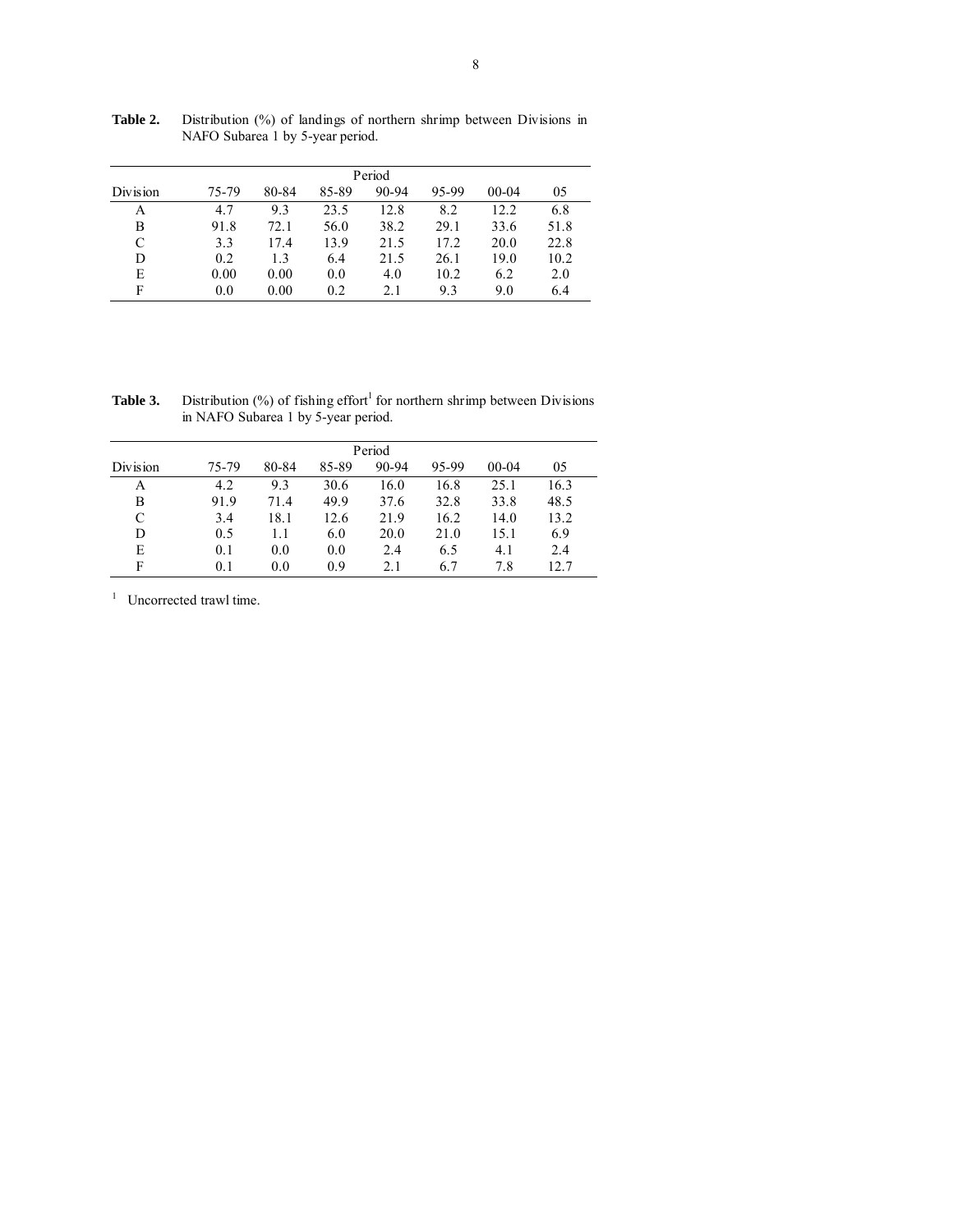**Table 2.** Distribution (%) of landings of northern shrimp between Divisions in NAFO Subarea 1 by 5-year period.

| Division | Period | | | | | | |
|---|---|---|---|---|---|---|---|
| | 75-79 | 80-84 | 85-89 | 90-94 | 95-99 | 00-04 | 05 |
| A | 4.7 | 9.3 | 23.5 | 12.8 | 8.2 | 12.2 | 6.8 |
| B | 91.8 | 72.1 | 56.0 | 38.2 | 29.1 | 33.6 | 51.8 |
| C | 3.3 | 17.4 | 13.9 | 21.5 | 17.2 | 20.0 | 22.8 |
| D | 0.2 | 1.3 | 6.4 | 21.5 | 26.1 | 19.0 | 10.2 |
| E | 0.00 | 0.00 | 0.0 | 4.0 | 10.2 | 6.2 | 2.0 |
| F | 0.0 | 0.00 | 0.2 | 2.1 | 9.3 | 9.0 | 6.4 |

**Table 3.** Distribution (%) of fishing effort[1] for northern shrimp between Divisions in NAFO Subarea 1 by 5-year period.

| Division | Period | | | | | | |
|---|---|---|---|---|---|---|---|
| | 75-79 | 80-84 | 85-89 | 90-94 | 95-99 | 00-04 | 05 |
| A | 4.2 | 9.3 | 30.6 | 16.0 | 16.8 | 25.1 | 16.3 |
| B | 91.9 | 71.4 | 49.9 | 37.6 | 32.8 | 33.8 | 48.5 |
| C | 3.4 | 18.1 | 12.6 | 21.9 | 16.2 | 14.0 | 13.2 |
| D | 0.5 | 1.1 | 6.0 | 20.0 | 21.0 | 15.1 | 6.9 |
| E | 0.1 | 0.0 | 0.0 | 2.4 | 6.5 | 4.1 | 2.4 |
| F | 0.1 | 0.0 | 0.9 | 2.1 | 6.7 | 7.8 | 12.7 |

[1] Uncorrected trawl time.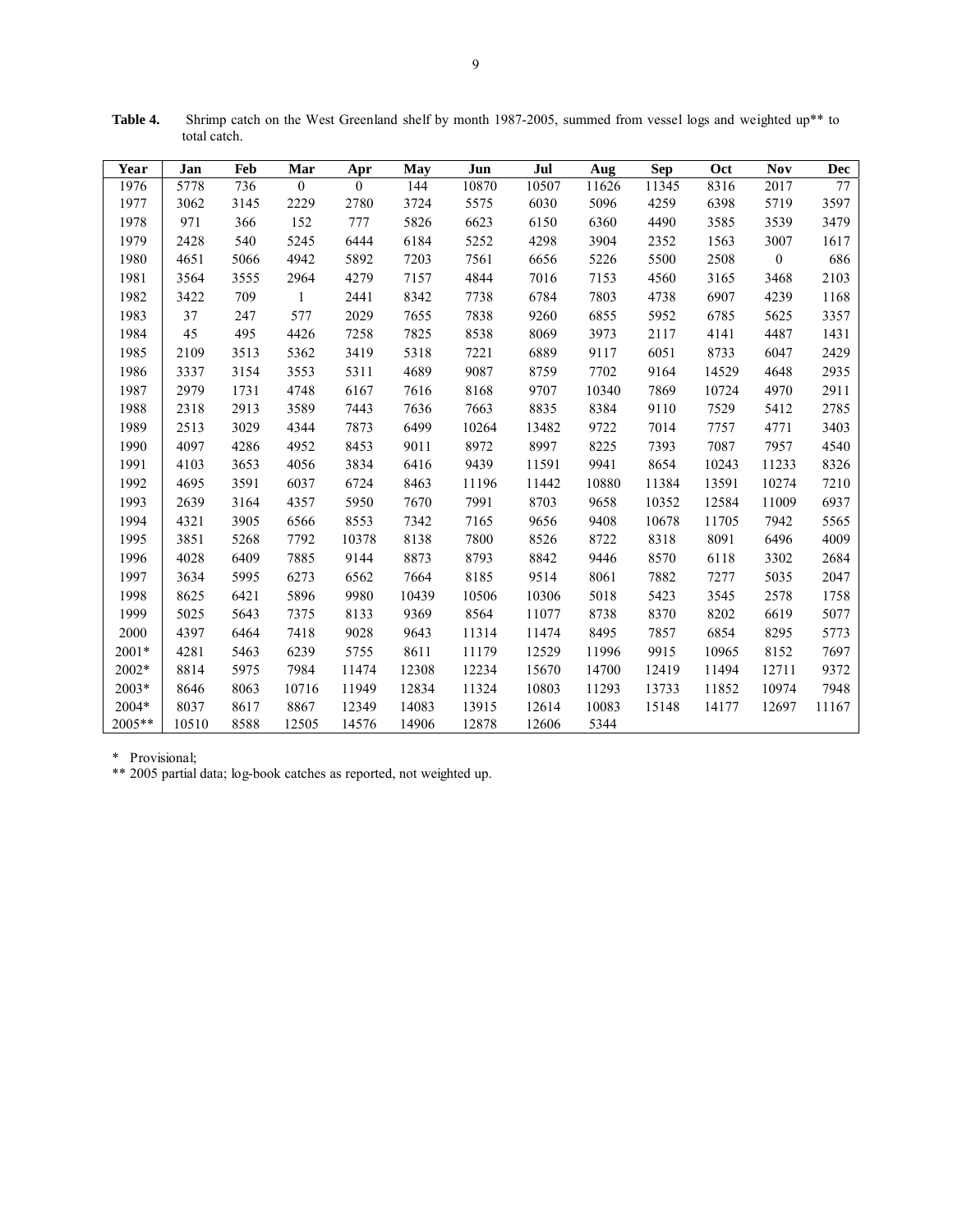**Table 4.** Shrimp catch on the West Greenland shelf by month 1987-2005, summed from vessel logs and weighted up** to total catch.

| Year | Jan | Feb | Mar | Apr | May | Jun | Jul | Aug | Sep | Oct | Nov | Dec |
|---|---|---|---|---|---|---|---|---|---|---|---|---|
| 1976 | 5778 | 736 | 0 | 0 | 144 | 10870 | 10507 | 11626 | 11345 | 8316 | 2017 | 77 |
| 1977 | 3062 | 3145 | 2229 | 2780 | 3724 | 5575 | 6030 | 5096 | 4259 | 6398 | 5719 | 3597 |
| 1978 | 971 | 366 | 152 | 777 | 5826 | 6623 | 6150 | 6360 | 4490 | 3585 | 3539 | 3479 |
| 1979 | 2428 | 540 | 5245 | 6444 | 6184 | 5252 | 4298 | 3904 | 2352 | 1563 | 3007 | 1617 |
| 1980 | 4651 | 5066 | 4942 | 5892 | 7203 | 7561 | 6656 | 5226 | 5500 | 2508 | 0 | 686 |
| 1981 | 3564 | 3555 | 2964 | 4279 | 7157 | 4844 | 7016 | 7153 | 4560 | 3165 | 3468 | 2103 |
| 1982 | 3422 | 709 | 1 | 2441 | 8342 | 7738 | 6784 | 7803 | 4738 | 6907 | 4239 | 1168 |
| 1983 | 37 | 247 | 577 | 2029 | 7655 | 7838 | 9260 | 6855 | 5952 | 6785 | 5625 | 3357 |
| 1984 | 45 | 495 | 4426 | 7258 | 7825 | 8538 | 8069 | 3973 | 2117 | 4141 | 4487 | 1431 |
| 1985 | 2109 | 3513 | 5362 | 3419 | 5318 | 7221 | 6889 | 9117 | 6051 | 8733 | 6047 | 2429 |
| 1986 | 3337 | 3154 | 3553 | 5311 | 4689 | 9087 | 8759 | 7702 | 9164 | 14529 | 4648 | 2935 |
| 1987 | 2979 | 1731 | 4748 | 6167 | 7616 | 8168 | 9707 | 10340 | 7869 | 10724 | 4970 | 2911 |
| 1988 | 2318 | 2913 | 3589 | 7443 | 7636 | 7663 | 8835 | 8384 | 9110 | 7529 | 5412 | 2785 |
| 1989 | 2513 | 3029 | 4344 | 7873 | 6499 | 10264 | 13482 | 9722 | 7014 | 7757 | 4771 | 3403 |
| 1990 | 4097 | 4286 | 4952 | 8453 | 9011 | 8972 | 8997 | 8225 | 7393 | 7087 | 7957 | 4540 |
| 1991 | 4103 | 3653 | 4056 | 3834 | 6416 | 9439 | 11591 | 9941 | 8654 | 10243 | 11233 | 8326 |
| 1992 | 4695 | 3591 | 6037 | 6724 | 8463 | 11196 | 11442 | 10880 | 11384 | 13591 | 10274 | 7210 |
| 1993 | 2639 | 3164 | 4357 | 5950 | 7670 | 7991 | 8703 | 9658 | 10352 | 12584 | 11009 | 6937 |
| 1994 | 4321 | 3905 | 6566 | 8553 | 7342 | 7165 | 9656 | 9408 | 10678 | 11705 | 7942 | 5565 |
| 1995 | 3851 | 5268 | 7792 | 10378 | 8138 | 7800 | 8526 | 8722 | 8318 | 8091 | 6496 | 4009 |
| 1996 | 4028 | 6409 | 7885 | 9144 | 8873 | 8793 | 8842 | 9446 | 8570 | 6118 | 3302 | 2684 |
| 1997 | 3634 | 5995 | 6273 | 6562 | 7664 | 8185 | 9514 | 8061 | 7882 | 7277 | 5035 | 2047 |
| 1998 | 8625 | 6421 | 5896 | 9980 | 10439 | 10506 | 10306 | 5018 | 5423 | 3545 | 2578 | 1758 |
| 1999 | 5025 | 5643 | 7375 | 8133 | 9369 | 8564 | 11077 | 8738 | 8370 | 8202 | 6619 | 5077 |
| 2000 | 4397 | 6464 | 7418 | 9028 | 9643 | 11314 | 11474 | 8495 | 7857 | 6854 | 8295 | 5773 |
| 2001* | 4281 | 5463 | 6239 | 5755 | 8611 | 11179 | 12529 | 11996 | 9915 | 10965 | 8152 | 7697 |
| 2002* | 8814 | 5975 | 7984 | 11474 | 12308 | 12234 | 15670 | 14700 | 12419 | 11494 | 12711 | 9372 |
| 2003* | 8646 | 8063 | 10716 | 11949 | 12834 | 11324 | 10803 | 11293 | 13733 | 11852 | 10974 | 7948 |
| 2004* | 8037 | 8617 | 8867 | 12349 | 14083 | 13915 | 12614 | 10083 | 15148 | 14177 | 12697 | 11167 |
| 2005** | 10510 | 8588 | 12505 | 14576 | 14906 | 12878 | 12606 | 5344 | | | | |

\* Provisional;

** 2005 partial data; log-book catches as reported, not weighted up.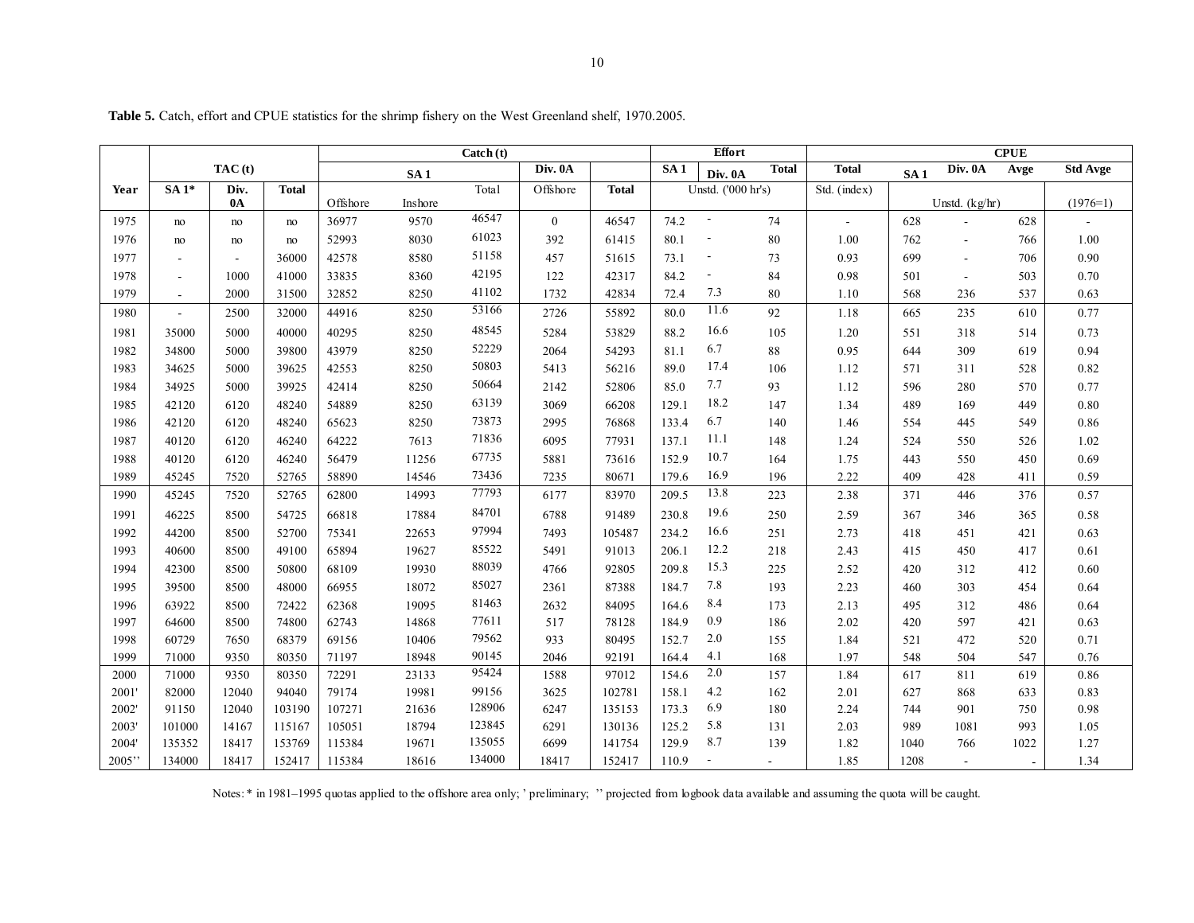**Table 5.** Catch, effort and CPUE statistics for the shrimp fishery on the West Greenland shelf, 1970.2005.

| | TAC (t) | | | Catch (t) | | | | | Effort | | | CPUE | | | | |
|---|---|---|---|---|---|---|---|---|---|---|---|---|---|---|---|---|
| | | | | SA 1 | | | Div. 0A | | SA 1 | Div. 0A | Total | Total | SA 1 | Div. 0A | Avge | Std Avge |
| Year | SA 1* | Div. 0A | Total | Offshore | Inshore | Total | Offshore | Total | Unstd. ('000 hr's) | | | Std. (index) | Unstd. (kg/hr) | | | (1976=1) |
| 1975 | no | no | no | 36977 | 9570 | 46547 | 0 | 46547 | 74.2 | - | 74 | - | 628 | - | 628 | - |
| 1976 | no | no | no | 52993 | 8030 | 61023 | 392 | 61415 | 80.1 | - | 80 | 1.00 | 762 | - | 766 | 1.00 |
| 1977 | - | - | 36000 | 42578 | 8580 | 51158 | 457 | 51615 | 73.1 | - | 73 | 0.93 | 699 | - | 706 | 0.90 |
| 1978 | - | 1000 | 41000 | 33835 | 8360 | 42195 | 122 | 42317 | 84.2 | - | 84 | 0.98 | 501 | - | 503 | 0.70 |
| 1979 | - | 2000 | 31500 | 32852 | 8250 | 41102 | 1732 | 42834 | 72.4 | 7.3 | 80 | 1.10 | 568 | 236 | 537 | 0.63 |
| 1980 | - | 2500 | 32000 | 44916 | 8250 | 53166 | 2726 | 55892 | 80.0 | 11.6 | 92 | 1.18 | 665 | 235 | 610 | 0.77 |
| 1981 | 35000 | 5000 | 40000 | 40295 | 8250 | 48545 | 5284 | 53829 | 88.2 | 16.6 | 105 | 1.20 | 551 | 318 | 514 | 0.73 |
| 1982 | 34800 | 5000 | 39800 | 43979 | 8250 | 52229 | 2064 | 54293 | 81.1 | 6.7 | 88 | 0.95 | 644 | 309 | 619 | 0.94 |
| 1983 | 34625 | 5000 | 39625 | 42553 | 8250 | 50803 | 5413 | 56216 | 89.0 | 17.4 | 106 | 1.12 | 571 | 311 | 528 | 0.82 |
| 1984 | 34925 | 5000 | 39925 | 42414 | 8250 | 50664 | 2142 | 52806 | 85.0 | 7.7 | 93 | 1.12 | 596 | 280 | 570 | 0.77 |
| 1985 | 42120 | 6120 | 48240 | 54889 | 8250 | 63139 | 3069 | 66208 | 129.1 | 18.2 | 147 | 1.34 | 489 | 169 | 449 | 0.80 |
| 1986 | 42120 | 6120 | 48240 | 65623 | 8250 | 73873 | 2995 | 76868 | 133.4 | 6.7 | 140 | 1.46 | 554 | 445 | 549 | 0.86 |
| 1987 | 40120 | 6120 | 46240 | 64222 | 7613 | 71836 | 6095 | 77931 | 137.1 | 11.1 | 148 | 1.24 | 524 | 550 | 526 | 1.02 |
| 1988 | 40120 | 6120 | 46240 | 56479 | 11256 | 67735 | 5881 | 73616 | 152.9 | 10.7 | 164 | 1.75 | 443 | 550 | 450 | 0.69 |
| 1989 | 45245 | 7520 | 52765 | 58890 | 14546 | 73436 | 7235 | 80671 | 179.6 | 16.9 | 196 | 2.22 | 409 | 428 | 411 | 0.59 |
| 1990 | 45245 | 7520 | 52765 | 62800 | 14993 | 77793 | 6177 | 83970 | 209.5 | 13.8 | 223 | 2.38 | 371 | 446 | 376 | 0.57 |
| 1991 | 46225 | 8500 | 54725 | 66818 | 17884 | 84701 | 6788 | 91489 | 230.8 | 19.6 | 250 | 2.59 | 367 | 346 | 365 | 0.58 |
| 1992 | 44200 | 8500 | 52700 | 75341 | 22653 | 97994 | 7493 | 105487 | 234.2 | 16.6 | 251 | 2.73 | 418 | 451 | 421 | 0.63 |
| 1993 | 40600 | 8500 | 49100 | 65894 | 19627 | 85522 | 5491 | 91013 | 206.1 | 12.2 | 218 | 2.43 | 415 | 450 | 417 | 0.61 |
| 1994 | 42300 | 8500 | 50800 | 68109 | 19930 | 88039 | 4766 | 92805 | 209.8 | 15.3 | 225 | 2.52 | 420 | 312 | 412 | 0.60 |
| 1995 | 39500 | 8500 | 48000 | 66955 | 18072 | 85027 | 2361 | 87388 | 184.7 | 7.8 | 193 | 2.23 | 460 | 303 | 454 | 0.64 |
| 1996 | 63922 | 8500 | 72422 | 62368 | 19095 | 81463 | 2632 | 84095 | 164.6 | 8.4 | 173 | 2.13 | 495 | 312 | 486 | 0.64 |
| 1997 | 64600 | 8500 | 74800 | 62743 | 14868 | 77611 | 517 | 78128 | 184.9 | 0.9 | 186 | 2.02 | 420 | 597 | 421 | 0.63 |
| 1998 | 60729 | 7650 | 68379 | 69156 | 10406 | 79562 | 933 | 80495 | 152.7 | 2.0 | 155 | 1.84 | 521 | 472 | 520 | 0.71 |
| 1999 | 71000 | 9350 | 80350 | 71197 | 18948 | 90145 | 2046 | 92191 | 164.4 | 4.1 | 168 | 1.97 | 548 | 504 | 547 | 0.76 |
| 2000 | 71000 | 9350 | 80350 | 72291 | 23133 | 95424 | 1588 | 97012 | 154.6 | 2.0 | 157 | 1.84 | 617 | 811 | 619 | 0.86 |
| 2001' | 82000 | 12040 | 94040 | 79174 | 19981 | 99156 | 3625 | 102781 | 158.1 | 4.2 | 162 | 2.01 | 627 | 868 | 633 | 0.83 |
| 2002' | 91150 | 12040 | 103190 | 107271 | 21636 | 128906 | 6247 | 135153 | 173.3 | 6.9 | 180 | 2.24 | 744 | 901 | 750 | 0.98 |
| 2003' | 101000 | 14167 | 115167 | 105051 | 18794 | 123845 | 6291 | 130136 | 125.2 | 5.8 | 131 | 2.03 | 989 | 1081 | 993 | 1.05 |
| 2004' | 135352 | 18417 | 153769 | 115384 | 19671 | 135055 | 6699 | 141754 | 129.9 | 8.7 | 139 | 1.82 | 1040 | 766 | 1022 | 1.27 |
| 2005'' | 134000 | 18417 | 152417 | 115384 | 18616 | 134000 | 18417 | 152417 | 110.9 | - | - | 1.85 | 1208 | - | - | 1.34 |

Notes: * in 1981–1995 quotas applied to the offshore area only; ' preliminary; '' projected from logbook data available and assuming the quota will be caught.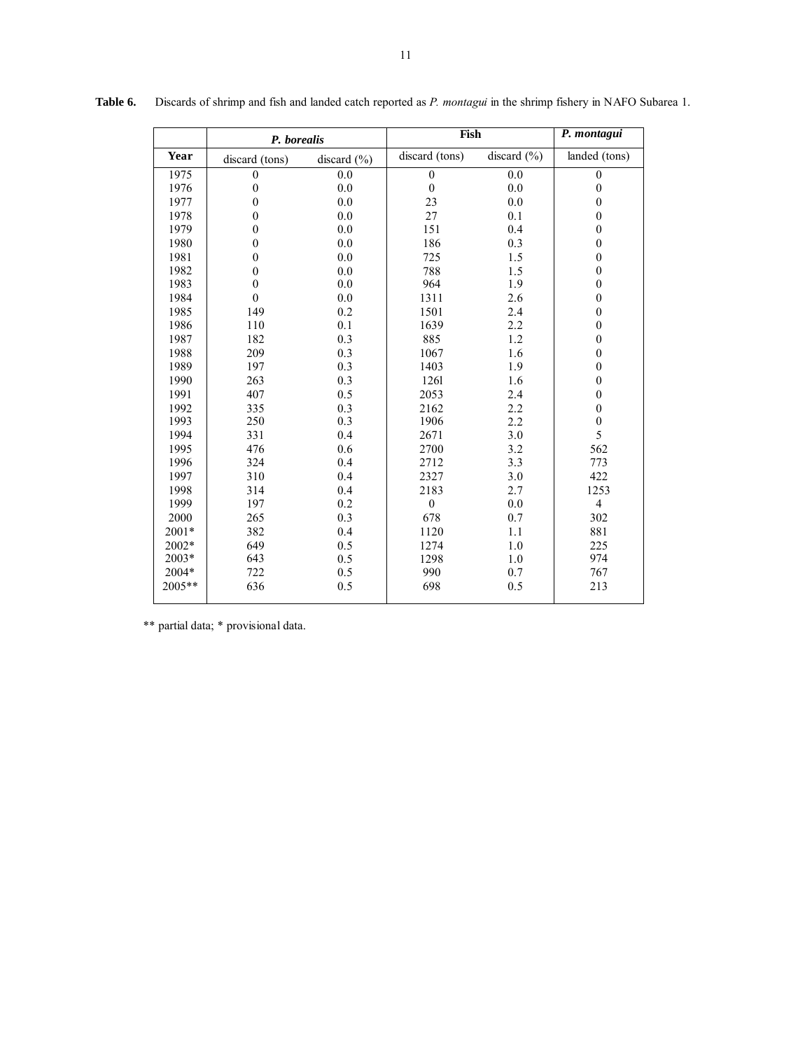**Table 6.** Discards of shrimp and fish and landed catch reported as *P. montagui* in the shrimp fishery in NAFO Subarea 1.

| | ***P. borealis*** | | **Fish** | | ***P. montagui*** |
|---|---|---|---|---|---|
| **Year** | discard (tons) | discard (%) | discard (tons) | discard (%) | landed (tons) |
| 1975 | 0 | 0.0 | 0 | 0.0 | 0 |
| 1976 | 0 | 0.0 | 0 | 0.0 | 0 |
| 1977 | 0 | 0.0 | 23 | 0.0 | 0 |
| 1978 | 0 | 0.0 | 27 | 0.1 | 0 |
| 1979 | 0 | 0.0 | 151 | 0.4 | 0 |
| 1980 | 0 | 0.0 | 186 | 0.3 | 0 |
| 1981 | 0 | 0.0 | 725 | 1.5 | 0 |
| 1982 | 0 | 0.0 | 788 | 1.5 | 0 |
| 1983 | 0 | 0.0 | 964 | 1.9 | 0 |
| 1984 | 0 | 0.0 | 1311 | 2.6 | 0 |
| 1985 | 149 | 0.2 | 1501 | 2.4 | 0 |
| 1986 | 110 | 0.1 | 1639 | 2.2 | 0 |
| 1987 | 182 | 0.3 | 885 | 1.2 | 0 |
| 1988 | 209 | 0.3 | 1067 | 1.6 | 0 |
| 1989 | 197 | 0.3 | 1403 | 1.9 | 0 |
| 1990 | 263 | 0.3 | 1261 | 1.6 | 0 |
| 1991 | 407 | 0.5 | 2053 | 2.4 | 0 |
| 1992 | 335 | 0.3 | 2162 | 2.2 | 0 |
| 1993 | 250 | 0.3 | 1906 | 2.2 | 0 |
| 1994 | 331 | 0.4 | 2671 | 3.0 | 5 |
| 1995 | 476 | 0.6 | 2700 | 3.2 | 562 |
| 1996 | 324 | 0.4 | 2712 | 3.3 | 773 |
| 1997 | 310 | 0.4 | 2327 | 3.0 | 422 |
| 1998 | 314 | 0.4 | 2183 | 2.7 | 1253 |
| 1999 | 197 | 0.2 | 0 | 0.0 | 4 |
| 2000 | 265 | 0.3 | 678 | 0.7 | 302 |
| 2001* | 382 | 0.4 | 1120 | 1.1 | 881 |
| 2002* | 649 | 0.5 | 1274 | 1.0 | 225 |
| 2003* | 643 | 0.5 | 1298 | 1.0 | 974 |
| 2004* | 722 | 0.5 | 990 | 0.7 | 767 |
| 2005** | 636 | 0.5 | 698 | 0.5 | 213 |

** partial data; * provisional data.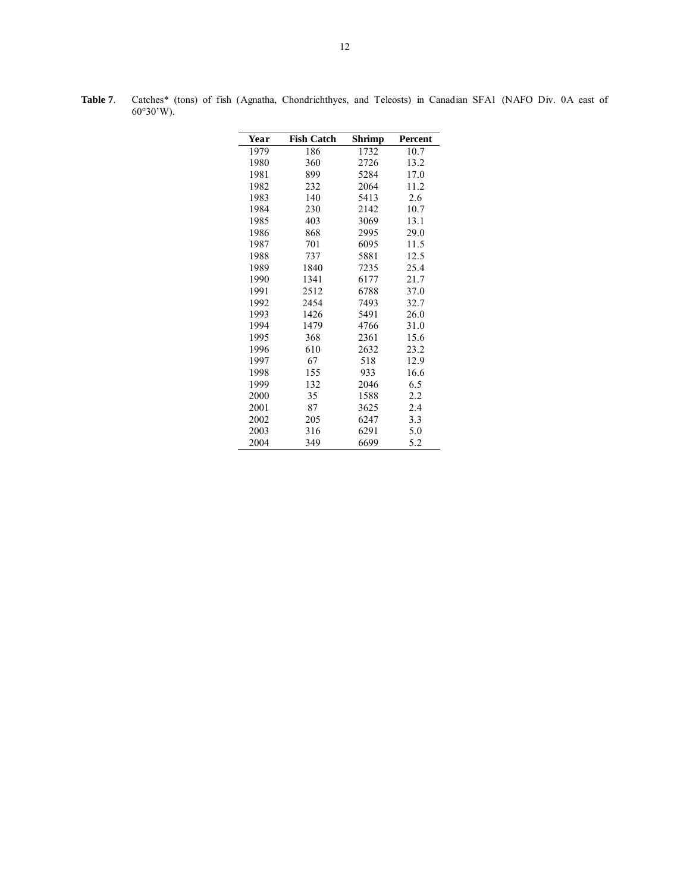**Table 7**. Catches* (tons) of fish (Agnatha, Chondrichthyes, and Teleosts) in Canadian SFA1 (NAFO Div. 0A east of 60°30'W).

| Year | Fish Catch | Shrimp | Percent |
|---|---|---|---|
| 1979 | 186 | 1732 | 10.7 |
| 1980 | 360 | 2726 | 13.2 |
| 1981 | 899 | 5284 | 17.0 |
| 1982 | 232 | 2064 | 11.2 |
| 1983 | 140 | 5413 | 2.6 |
| 1984 | 230 | 2142 | 10.7 |
| 1985 | 403 | 3069 | 13.1 |
| 1986 | 868 | 2995 | 29.0 |
| 1987 | 701 | 6095 | 11.5 |
| 1988 | 737 | 5881 | 12.5 |
| 1989 | 1840 | 7235 | 25.4 |
| 1990 | 1341 | 6177 | 21.7 |
| 1991 | 2512 | 6788 | 37.0 |
| 1992 | 2454 | 7493 | 32.7 |
| 1993 | 1426 | 5491 | 26.0 |
| 1994 | 1479 | 4766 | 31.0 |
| 1995 | 368 | 2361 | 15.6 |
| 1996 | 610 | 2632 | 23.2 |
| 1997 | 67 | 518 | 12.9 |
| 1998 | 155 | 933 | 16.6 |
| 1999 | 132 | 2046 | 6.5 |
| 2000 | 35 | 1588 | 2.2 |
| 2001 | 87 | 3625 | 2.4 |
| 2002 | 205 | 6247 | 3.3 |
| 2003 | 316 | 6291 | 5.0 |
| 2004 | 349 | 6699 | 5.2 |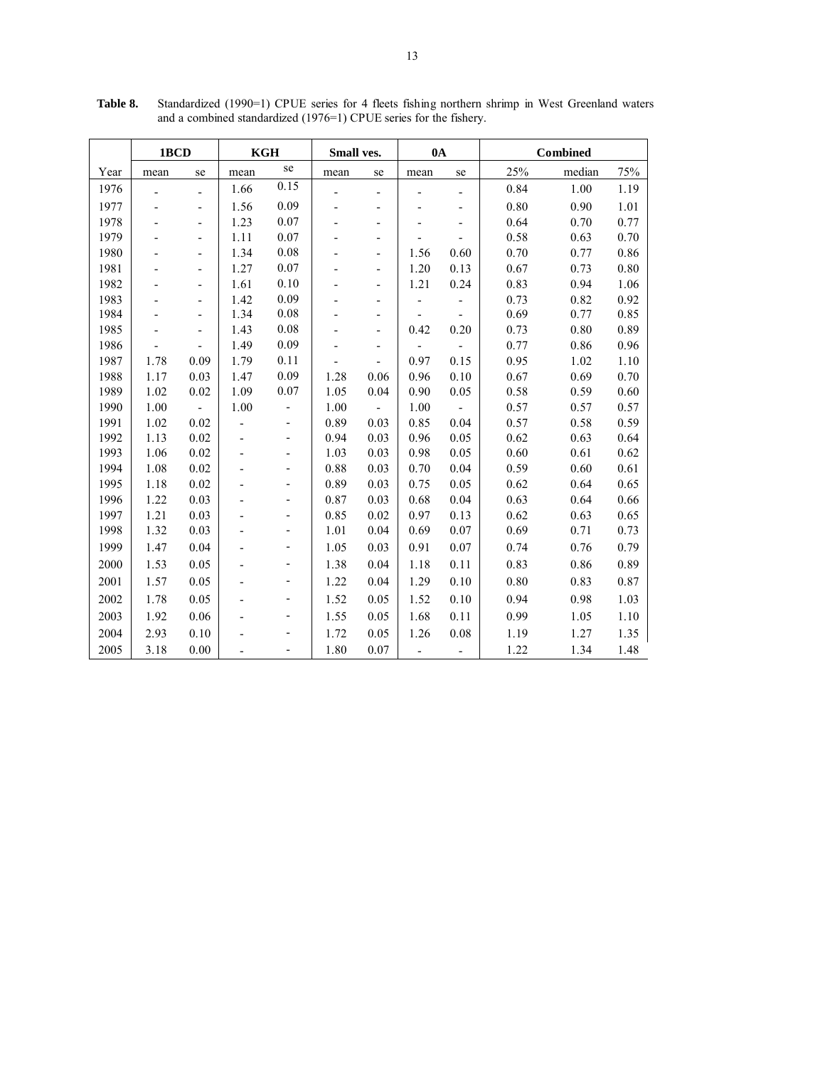**Table 8.** Standardized (1990=1) CPUE series for 4 fleets fishing northern shrimp in West Greenland waters and a combined standardized (1976=1) CPUE series for the fishery.

| | 1BCD | | KGH | | Small ves. | | 0A | | Combined | | |
|---|---|---|---|---|---|---|---|---|---|---|---|
| Year | mean | se | mean | se | mean | se | mean | se | 25% | median | 75% |
| 1976 | - | - | 1.66 | 0.15 | - | - | - | - | 0.84 | 1.00 | 1.19 |
| 1977 | - | - | 1.56 | 0.09 | - | - | - | - | 0.80 | 0.90 | 1.01 |
| 1978 | - | - | 1.23 | 0.07 | - | - | - | - | 0.64 | 0.70 | 0.77 |
| 1979 | - | - | 1.11 | 0.07 | - | - | - | - | 0.58 | 0.63 | 0.70 |
| 1980 | - | - | 1.34 | 0.08 | - | - | 1.56 | 0.60 | 0.70 | 0.77 | 0.86 |
| 1981 | - | - | 1.27 | 0.07 | - | - | 1.20 | 0.13 | 0.67 | 0.73 | 0.80 |
| 1982 | - | - | 1.61 | 0.10 | - | - | 1.21 | 0.24 | 0.83 | 0.94 | 1.06 |
| 1983 | - | - | 1.42 | 0.09 | - | - | - | - | 0.73 | 0.82 | 0.92 |
| 1984 | - | - | 1.34 | 0.08 | - | - | - | - | 0.69 | 0.77 | 0.85 |
| 1985 | - | - | 1.43 | 0.08 | - | - | 0.42 | 0.20 | 0.73 | 0.80 | 0.89 |
| 1986 | - | - | 1.49 | 0.09 | - | - | - | - | 0.77 | 0.86 | 0.96 |
| 1987 | 1.78 | 0.09 | 1.79 | 0.11 | - | - | 0.97 | 0.15 | 0.95 | 1.02 | 1.10 |
| 1988 | 1.17 | 0.03 | 1.47 | 0.09 | 1.28 | 0.06 | 0.96 | 0.10 | 0.67 | 0.69 | 0.70 |
| 1989 | 1.02 | 0.02 | 1.09 | 0.07 | 1.05 | 0.04 | 0.90 | 0.05 | 0.58 | 0.59 | 0.60 |
| 1990 | 1.00 | - | 1.00 | - | 1.00 | - | 1.00 | - | 0.57 | 0.57 | 0.57 |
| 1991 | 1.02 | 0.02 | - | - | 0.89 | 0.03 | 0.85 | 0.04 | 0.57 | 0.58 | 0.59 |
| 1992 | 1.13 | 0.02 | - | - | 0.94 | 0.03 | 0.96 | 0.05 | 0.62 | 0.63 | 0.64 |
| 1993 | 1.06 | 0.02 | - | - | 1.03 | 0.03 | 0.98 | 0.05 | 0.60 | 0.61 | 0.62 |
| 1994 | 1.08 | 0.02 | - | - | 0.88 | 0.03 | 0.70 | 0.04 | 0.59 | 0.60 | 0.61 |
| 1995 | 1.18 | 0.02 | - | - | 0.89 | 0.03 | 0.75 | 0.05 | 0.62 | 0.64 | 0.65 |
| 1996 | 1.22 | 0.03 | - | - | 0.87 | 0.03 | 0.68 | 0.04 | 0.63 | 0.64 | 0.66 |
| 1997 | 1.21 | 0.03 | - | - | 0.85 | 0.02 | 0.97 | 0.13 | 0.62 | 0.63 | 0.65 |
| 1998 | 1.32 | 0.03 | - | - | 1.01 | 0.04 | 0.69 | 0.07 | 0.69 | 0.71 | 0.73 |
| 1999 | 1.47 | 0.04 | - | - | 1.05 | 0.03 | 0.91 | 0.07 | 0.74 | 0.76 | 0.79 |
| 2000 | 1.53 | 0.05 | - | - | 1.38 | 0.04 | 1.18 | 0.11 | 0.83 | 0.86 | 0.89 |
| 2001 | 1.57 | 0.05 | - | - | 1.22 | 0.04 | 1.29 | 0.10 | 0.80 | 0.83 | 0.87 |
| 2002 | 1.78 | 0.05 | - | - | 1.52 | 0.05 | 1.52 | 0.10 | 0.94 | 0.98 | 1.03 |
| 2003 | 1.92 | 0.06 | - | - | 1.55 | 0.05 | 1.68 | 0.11 | 0.99 | 1.05 | 1.10 |
| 2004 | 2.93 | 0.10 | - | - | 1.72 | 0.05 | 1.26 | 0.08 | 1.19 | 1.27 | 1.35 |
| 2005 | 3.18 | 0.00 | - | - | 1.80 | 0.07 | - | - | 1.22 | 1.34 | 1.48 |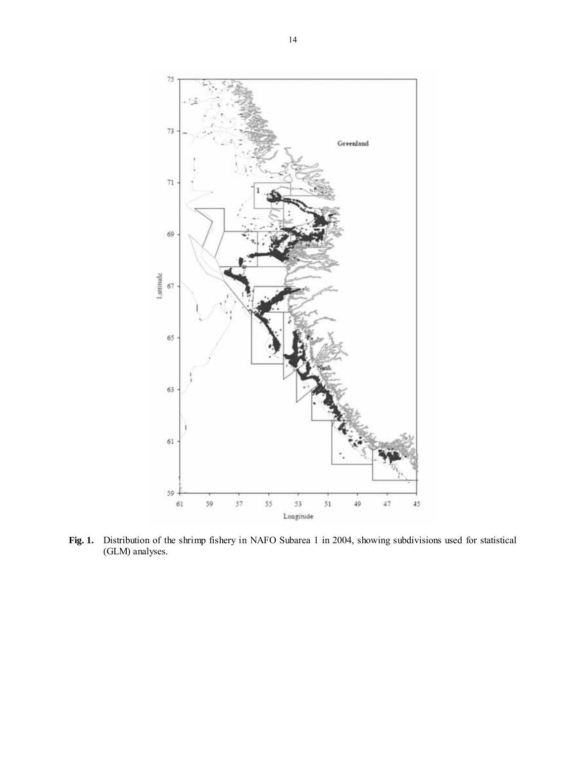**Fig. 1.** Distribution of the shrimp fishery in NAFO Subarea 1 in 2004, showing subdivisions used for statistical (GLM) analyses.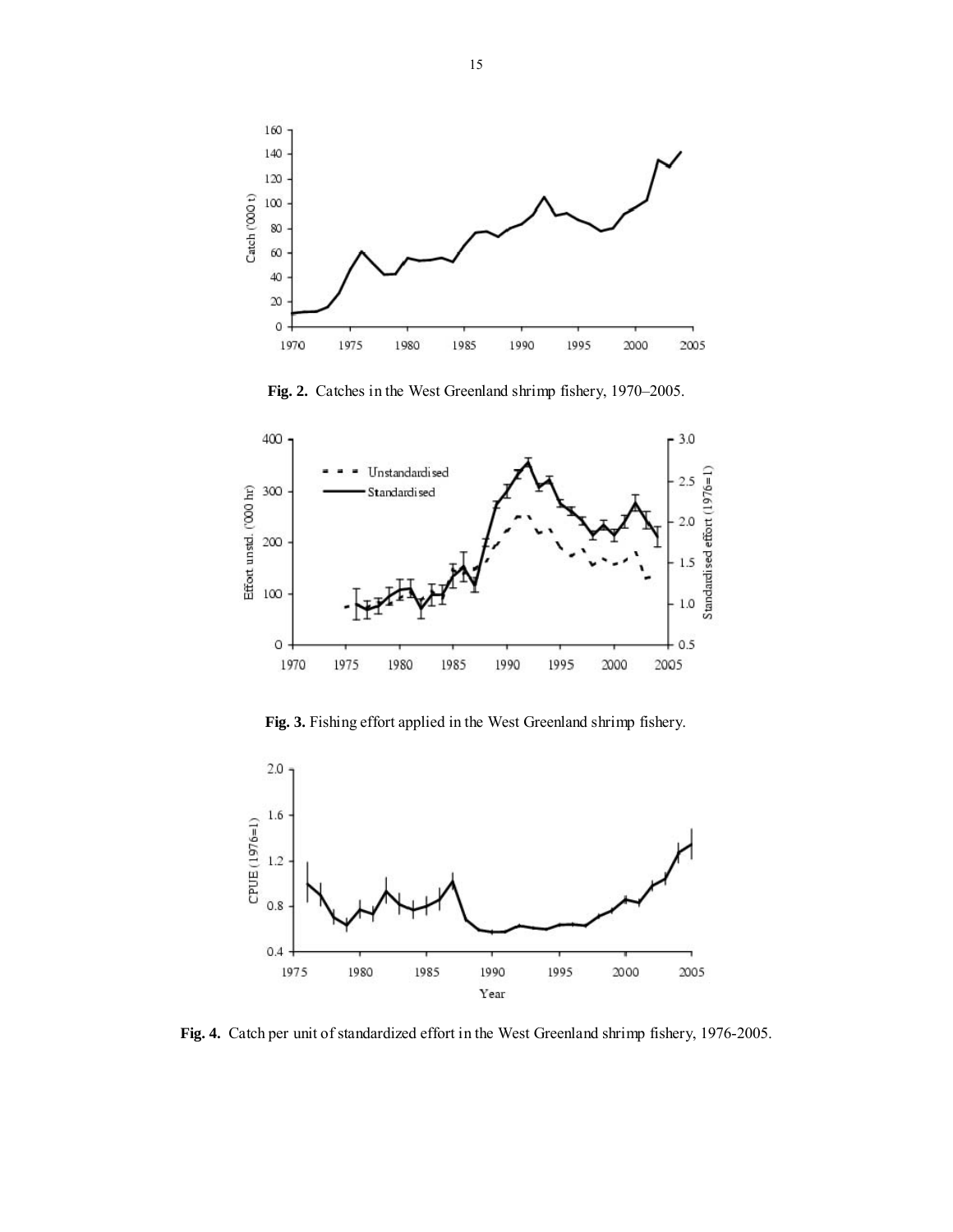**Fig. 2.** Catches in the West Greenland shrimp fishery, 1970–2005.

**Fig. 3.** Fishing effort applied in the West Greenland shrimp fishery.

**Fig. 4.** Catch per unit of standardized effort in the West Greenland shrimp fishery, 1976-2005.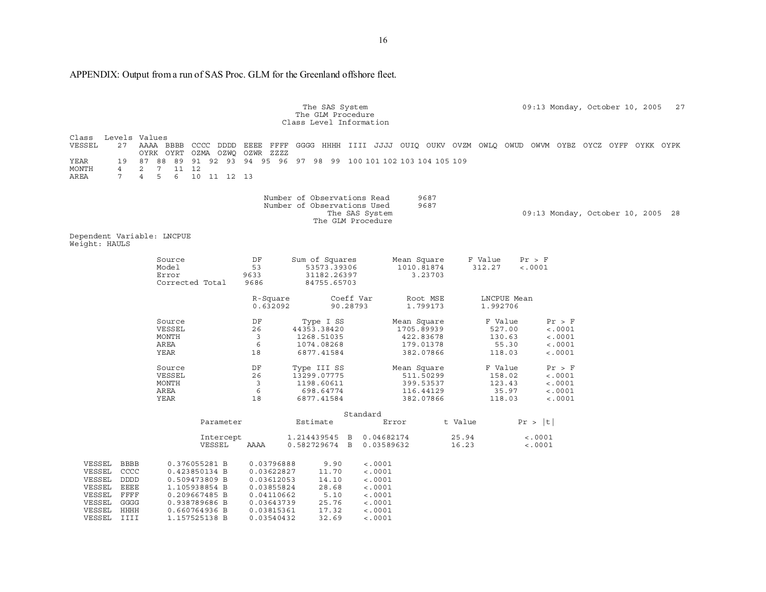APPENDIX: Output from a run of SAS Proc. GLM for the Greenland offshore fleet.

```
                                        The SAS System                       09:13 Monday, October 10, 2005   27
                                       The GLM Procedure
                                    Class Level Information

Class   Levels  Values
VESSEL      27  AAAA BBBB CCCC DDDD EEEE FFFF GGGG HHHH IIII JJJJ OUIQ OUKV OVZM OWLQ OWUD OWVM OYBZ OYCZ OYFF OYKK OYPK
                OYRK OYRT OZMA OZWQ OZWR ZZZZ
YEAR        19  87 88 89 91 92 93 94 95 96 97 98 99 100 101 102 103 104 105 109
MONTH        4  2 7 11 12
AREA         7  4 5 6 10 11 12 13


                               Number of Observations Read      9687
                               Number of Observations Used      9687
                                        The SAS System                       09:13 Monday, October 10, 2005   28
                                       The GLM Procedure

Dependent Variable: LNCPUE
Weight: HAULS

                 Source              DF      Sum of Squares      Mean Square     F Value    Pr > F
                 Model               53         53573.39306       1010.81874      312.27    <.0001
                 Error             9633         31182.26397          3.23703
                 Corrected Total   9686         84755.65703

                              R-Square         Coeff Var        Root MSE        LNCPUE Mean
                              0.632092         90.28793         1.799173        1.992706

                 Source              DF        Type I SS         Mean Square          F Value      Pr > F
                 VESSEL              26      44353.38420         1705.89939           527.00       <.0001
                 MONTH                3       1268.51035          422.83678           130.63       <.0001
                 AREA                 6       1074.08268          179.01378            55.30       <.0001
                 YEAR                18       6877.41584          382.07866           118.03       <.0001

                 Source              DF      Type III SS         Mean Square          F Value      Pr > F
                 VESSEL              26      13299.07775          511.50299           158.02       <.0001
                 MONTH                3       1198.60611          399.53537           123.43       <.0001
                 AREA                 6        698.64774          116.44129            35.97       <.0001
                 YEAR                18       6877.41584          382.07866           118.03       <.0001

                                                            Standard
                      Parameter             Estimate           Error        t Value         Pr > |t|

                      Intercept          1.214439545 B    0.04682174         25.94           <.0001
                      VESSEL    AAAA     0.582729674 B    0.03589632         16.23           <.0001

  VESSEL  BBBB      0.376055281 B     0.03796888      9.90     <.0001
  VESSEL  CCCC      0.423850134 B     0.03622827     11.70     <.0001
  VESSEL  DDDD      0.509473809 B     0.03612053     14.10     <.0001
  VESSEL  EEEE      1.105938854 B     0.03855824     28.68     <.0001
  VESSEL  FFFF      0.209667485 B     0.04110662      5.10     <.0001
  VESSEL  GGGG      0.938789686 B     0.03643739     25.76     <.0001
  VESSEL  HHHH      0.660764936 B     0.03815361     17.32     <.0001
  VESSEL  IIII      1.157525138 B     0.03540432     32.69     <.0001
```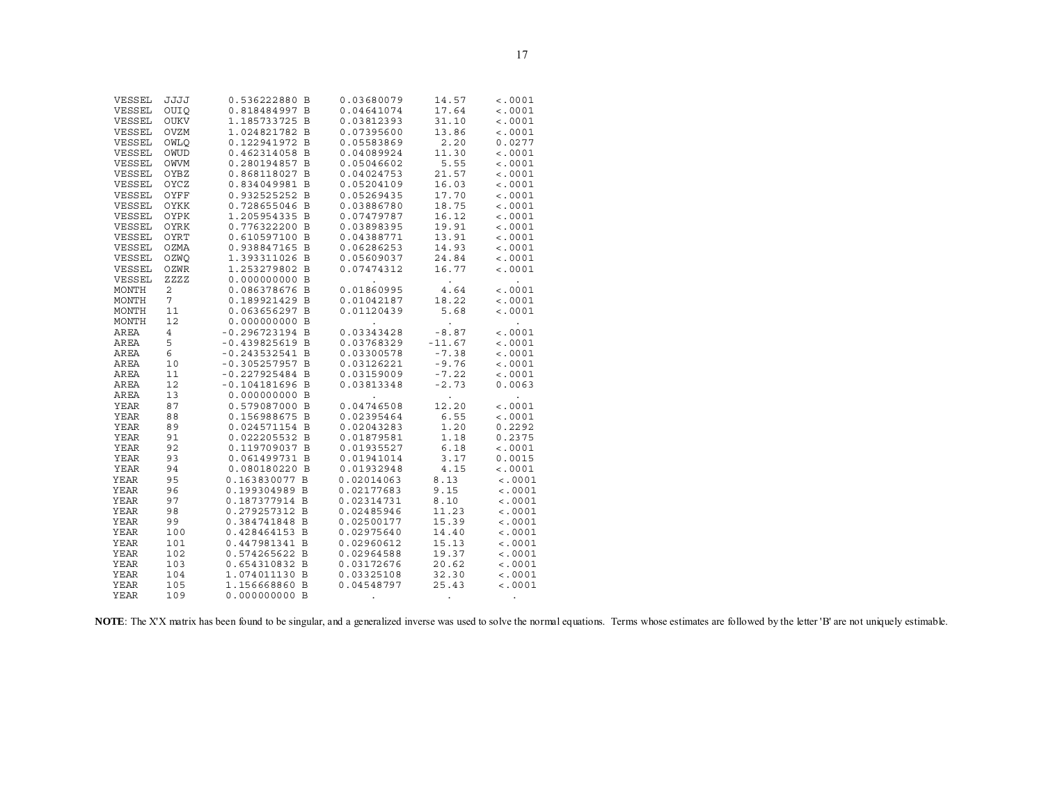| | | | | | | |
|---|---|---|---|---|---|---|
| VESSEL | JJJJ | 0.536222880 | B | 0.03680079 | 14.57 | <.0001 |
| VESSEL | OUIQ | 0.818484997 | B | 0.04641074 | 17.64 | <.0001 |
| VESSEL | OUKV | 1.185733725 | B | 0.03812393 | 31.10 | <.0001 |
| VESSEL | OVZM | 1.024821782 | B | 0.07395600 | 13.86 | <.0001 |
| VESSEL | OWLQ | 0.122941972 | B | 0.05583869 | 2.20 | 0.0277 |
| VESSEL | OWUD | 0.462314058 | B | 0.04089924 | 11.30 | <.0001 |
| VESSEL | OWVM | 0.280194857 | B | 0.05046602 | 5.55 | <.0001 |
| VESSEL | OYBZ | 0.868118027 | B | 0.04024753 | 21.57 | <.0001 |
| VESSEL | OYCZ | 0.834049981 | B | 0.05204109 | 16.03 | <.0001 |
| VESSEL | OYFF | 0.932525252 | B | 0.05269435 | 17.70 | <.0001 |
| VESSEL | OYKK | 0.728655046 | B | 0.03886780 | 18.75 | <.0001 |
| VESSEL | OYPK | 1.205954335 | B | 0.07479787 | 16.12 | <.0001 |
| VESSEL | OYRK | 0.776322200 | B | 0.03898395 | 19.91 | <.0001 |
| VESSEL | OYRT | 0.610597100 | B | 0.04388771 | 13.91 | <.0001 |
| VESSEL | OZMA | 0.938847165 | B | 0.06286253 | 14.93 | <.0001 |
| VESSEL | OZWQ | 1.393311026 | B | 0.05609037 | 24.84 | <.0001 |
| VESSEL | OZWR | 1.253279802 | B | 0.07474312 | 16.77 | <.0001 |
| VESSEL | ZZZZ | 0.000000000 | B | . | . | . |
| MONTH | 2 | 0.086378676 | B | 0.01860995 | 4.64 | <.0001 |
| MONTH | 7 | 0.189921429 | B | 0.01042187 | 18.22 | <.0001 |
| MONTH | 11 | 0.063656297 | B | 0.01120439 | 5.68 | <.0001 |
| MONTH | 12 | 0.000000000 | B | . | . | . |
| AREA | 4 | -0.296723194 | B | 0.03343428 | -8.87 | <.0001 |
| AREA | 5 | -0.439825619 | B | 0.03768329 | -11.67 | <.0001 |
| AREA | 6 | -0.243532541 | B | 0.03300578 | -7.38 | <.0001 |
| AREA | 10 | -0.305257957 | B | 0.03126221 | -9.76 | <.0001 |
| AREA | 11 | -0.227925484 | B | 0.03159009 | -7.22 | <.0001 |
| AREA | 12 | -0.104181696 | B | 0.03813348 | -2.73 | 0.0063 |
| AREA | 13 | 0.000000000 | B | . | . | . |
| YEAR | 87 | 0.579087000 | B | 0.04746508 | 12.20 | <.0001 |
| YEAR | 88 | 0.156988675 | B | 0.02395464 | 6.55 | <.0001 |
| YEAR | 89 | 0.024571154 | B | 0.02043283 | 1.20 | 0.2292 |
| YEAR | 91 | 0.022205532 | B | 0.01879581 | 1.18 | 0.2375 |
| YEAR | 92 | 0.119709037 | B | 0.01935527 | 6.18 | <.0001 |
| YEAR | 93 | 0.061499731 | B | 0.01941014 | 3.17 | 0.0015 |
| YEAR | 94 | 0.080180220 | B | 0.01932948 | 4.15 | <.0001 |
| YEAR | 95 | 0.163830077 | B | 0.02014063 | 8.13 | <.0001 |
| YEAR | 96 | 0.199304989 | B | 0.02177683 | 9.15 | <.0001 |
| YEAR | 97 | 0.187377914 | B | 0.02314731 | 8.10 | <.0001 |
| YEAR | 98 | 0.279257312 | B | 0.02485946 | 11.23 | <.0001 |
| YEAR | 99 | 0.384741848 | B | 0.02500177 | 15.39 | <.0001 |
| YEAR | 100 | 0.428464153 | B | 0.02975640 | 14.40 | <.0001 |
| YEAR | 101 | 0.447981341 | B | 0.02960612 | 15.13 | <.0001 |
| YEAR | 102 | 0.574265622 | B | 0.02964588 | 19.37 | <.0001 |
| YEAR | 103 | 0.654310832 | B | 0.03172676 | 20.62 | <.0001 |
| YEAR | 104 | 1.074011130 | B | 0.03325108 | 32.30 | <.0001 |
| YEAR | 105 | 1.156668860 | B | 0.04548797 | 25.43 | <.0001 |
| YEAR | 109 | 0.000000000 | B | . | . | . |

**NOTE**: The X'X matrix has been found to be singular, and a generalized inverse was used to solve the normal equations. Terms whose estimates are followed by the letter 'B' are not uniquely estimable.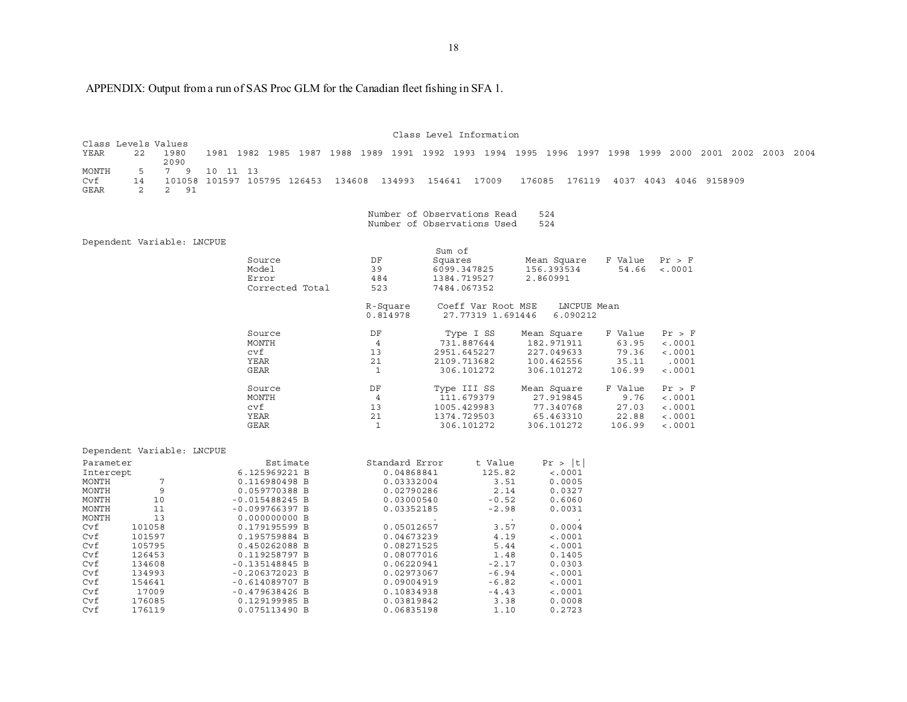APPENDIX: Output from a run of SAS Proc GLM for the Canadian fleet fishing in SFA 1.

Class Level Information

| Class | Levels | Values |
|---|---|---|
| YEAR | 22 | 1980 1981 1982 1985 1987 1988 1989 1991 1992 1993 1994 1995 1996 1997 1998 1999 2000 2001 2002 2003 2004 2090 |
| MONTH | 5 | 7 9 10 11 13 |
| Cvf | 14 | 101058 101597 105795 126453 134608 134993 154641 17009 176085 176119 4037 4043 4046 9158909 |
| GEAR | 2 | 2 91 |

Number of Observations Read 524
Number of Observations Used 524

Dependent Variable: LNCPUE

| Source | DF | Sum of Squares | Mean Square | F Value | Pr > F |
|---|---|---|---|---|---|
| Model | 39 | 6099.347825 | 156.393534 | 54.66 | <.0001 |
| Error | 484 | 1384.719527 | 2.860991 | | |
| Corrected Total | 523 | 7484.067352 | | | |

| R-Square | Coeff Var | Root MSE | LNCPUE Mean |
|---|---|---|---|
| 0.814978 | 27.77319 | 1.691446 | 6.090212 |

| Source | DF | Type I SS | Mean Square | F Value | Pr > F |
|---|---|---|---|---|---|
| MONTH | 4 | 731.887644 | 182.971911 | 63.95 | <.0001 |
| cvf | 13 | 2951.645227 | 227.049633 | 79.36 | <.0001 |
| YEAR | 21 | 2109.713682 | 100.462556 | 35.11 | .0001 |
| GEAR | 1 | 306.101272 | 306.101272 | 106.99 | <.0001 |

| Source | DF | Type III SS | Mean Square | F Value | Pr > F |
|---|---|---|---|---|---|
| MONTH | 4 | 111.679379 | 27.919845 | 9.76 | <.0001 |
| cvf | 13 | 1005.429983 | 77.340768 | 27.03 | <.0001 |
| YEAR | 21 | 1374.729503 | 65.463310 | 22.88 | <.0001 |
| GEAR | 1 | 306.101272 | 306.101272 | 106.99 | <.0001 |

Dependent Variable: LNCPUE

| Parameter | | Estimate | | Standard Error | t Value | Pr > \|t\| |
|---|---|---|---|---|---|---|
| Intercept | | 6.125969221 | B | 0.04868841 | 125.82 | <.0001 |
| MONTH | 7 | 0.116980498 | B | 0.03332004 | 3.51 | 0.0005 |
| MONTH | 9 | 0.059770388 | B | 0.02790286 | 2.14 | 0.0327 |
| MONTH | 10 | -0.015488245 | B | 0.03000540 | -0.52 | 0.6060 |
| MONTH | 11 | -0.099766397 | B | 0.03352185 | -2.98 | 0.0031 |
| MONTH | 13 | 0.000000000 | B | . | . | . |
| Cvf | 101058 | 0.179195599 | B | 0.05012657 | 3.57 | 0.0004 |
| Cvf | 101597 | 0.195759884 | B | 0.04673239 | 4.19 | <.0001 |
| Cvf | 105795 | 0.450262088 | B | 0.08271525 | 5.44 | <.0001 |
| Cvf | 126453 | 0.119258797 | B | 0.08077016 | 1.48 | 0.1405 |
| Cvf | 134608 | -0.135148845 | B | 0.06220941 | -2.17 | 0.0303 |
| Cvf | 134993 | -0.206372023 | B | 0.02973067 | -6.94 | <.0001 |
| Cvf | 154641 | -0.614089707 | B | 0.09004919 | -6.82 | <.0001 |
| Cvf | 17009 | -0.479638426 | B | 0.10834938 | -4.43 | <.0001 |
| Cvf | 176085 | 0.129199985 | B | 0.03819842 | 3.38 | 0.0008 |
| Cvf | 176119 | 0.075113490 | B | 0.06835198 | 1.10 | 0.2723 |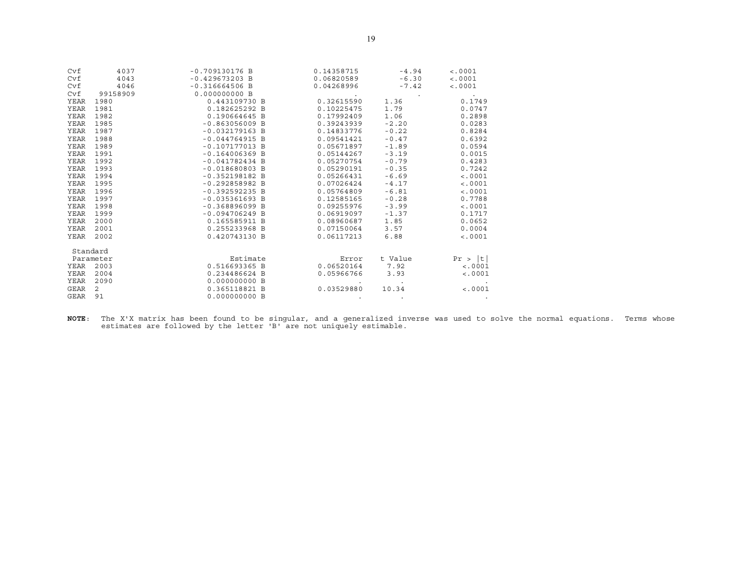| | | | | | |
|---|---|---|---|---|---|
| Cvf | 4037 | -0.709130176 B | 0.14358715 | -4.94 | <.0001 |
| Cvf | 4043 | -0.429673203 B | 0.06820589 | -6.30 | <.0001 |
| Cvf | 4046 | -0.316664506 B | 0.04268996 | -7.42 | <.0001 |
| Cvf | 99158909 | 0.000000000 B | . | . | . |
| YEAR | 1980 | 0.443109730 B | 0.32615590 | 1.36 | 0.1749 |
| YEAR | 1981 | 0.182625292 B | 0.10225475 | 1.79 | 0.0747 |
| YEAR | 1982 | 0.190664645 B | 0.17992409 | 1.06 | 0.2898 |
| YEAR | 1985 | -0.863056009 B | 0.39243939 | -2.20 | 0.0283 |
| YEAR | 1987 | -0.032179163 B | 0.14833776 | -0.22 | 0.8284 |
| YEAR | 1988 | -0.044764915 B | 0.09541421 | -0.47 | 0.6392 |
| YEAR | 1989 | -0.107177013 B | 0.05671897 | -1.89 | 0.0594 |
| YEAR | 1991 | -0.164006369 B | 0.05144267 | -3.19 | 0.0015 |
| YEAR | 1992 | -0.041782434 B | 0.05270754 | -0.79 | 0.4283 |
| YEAR | 1993 | -0.018680803 B | 0.05290191 | -0.35 | 0.7242 |
| YEAR | 1994 | -0.352198182 B | 0.05266431 | -6.69 | <.0001 |
| YEAR | 1995 | -0.292858982 B | 0.07026424 | -4.17 | <.0001 |
| YEAR | 1996 | -0.392592235 B | 0.05764809 | -6.81 | <.0001 |
| YEAR | 1997 | -0.035361693 B | 0.12585165 | -0.28 | 0.7788 |
| YEAR | 1998 | -0.368896099 B | 0.09255976 | -3.99 | <.0001 |
| YEAR | 1999 | -0.094706249 B | 0.06919097 | -1.37 | 0.1717 |
| YEAR | 2000 | 0.165585911 B | 0.08960687 | 1.85 | 0.0652 |
| YEAR | 2001 | 0.255233968 B | 0.07150064 | 3.57 | 0.0004 |
| YEAR | 2002 | 0.420743130 B | 0.06117213 | 6.88 | <.0001 |

| Parameter | | Estimate | Standard Error | t Value | Pr > \|t\| |
|---|---|---|---|---|---|
| YEAR | 2003 | 0.516693365 B | 0.06520164 | 7.92 | <.0001 |
| YEAR | 2004 | 0.234486624 B | 0.05966766 | 3.93 | <.0001 |
| YEAR | 2090 | 0.000000000 B | . | . | . |
| GEAR | 2 | 0.365118821 B | 0.03529880 | 10.34 | <.0001 |
| GEAR | 91 | 0.000000000 B | . | . | . |

**NOTE**: The X'X matrix has been found to be singular, and a generalized inverse was used to solve the normal equations. Terms whose estimates are followed by the letter 'B' are not uniquely estimable.